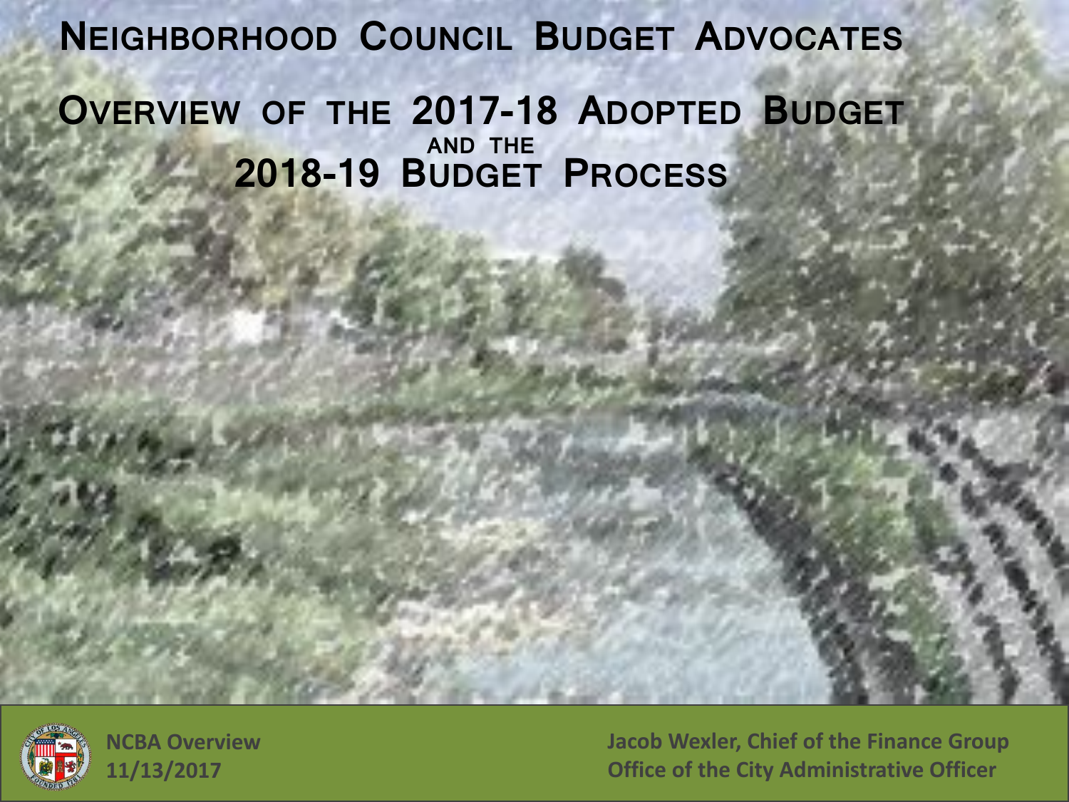# Neighborhood Council Budget Advocates

## Overview of the 2017-18 Adopted Budget and the 2018-19 Budget Process

NCBA Overview
11/13/2017

Jacob Wexler, Chief of the Finance Group
Office of the City Administrative Officer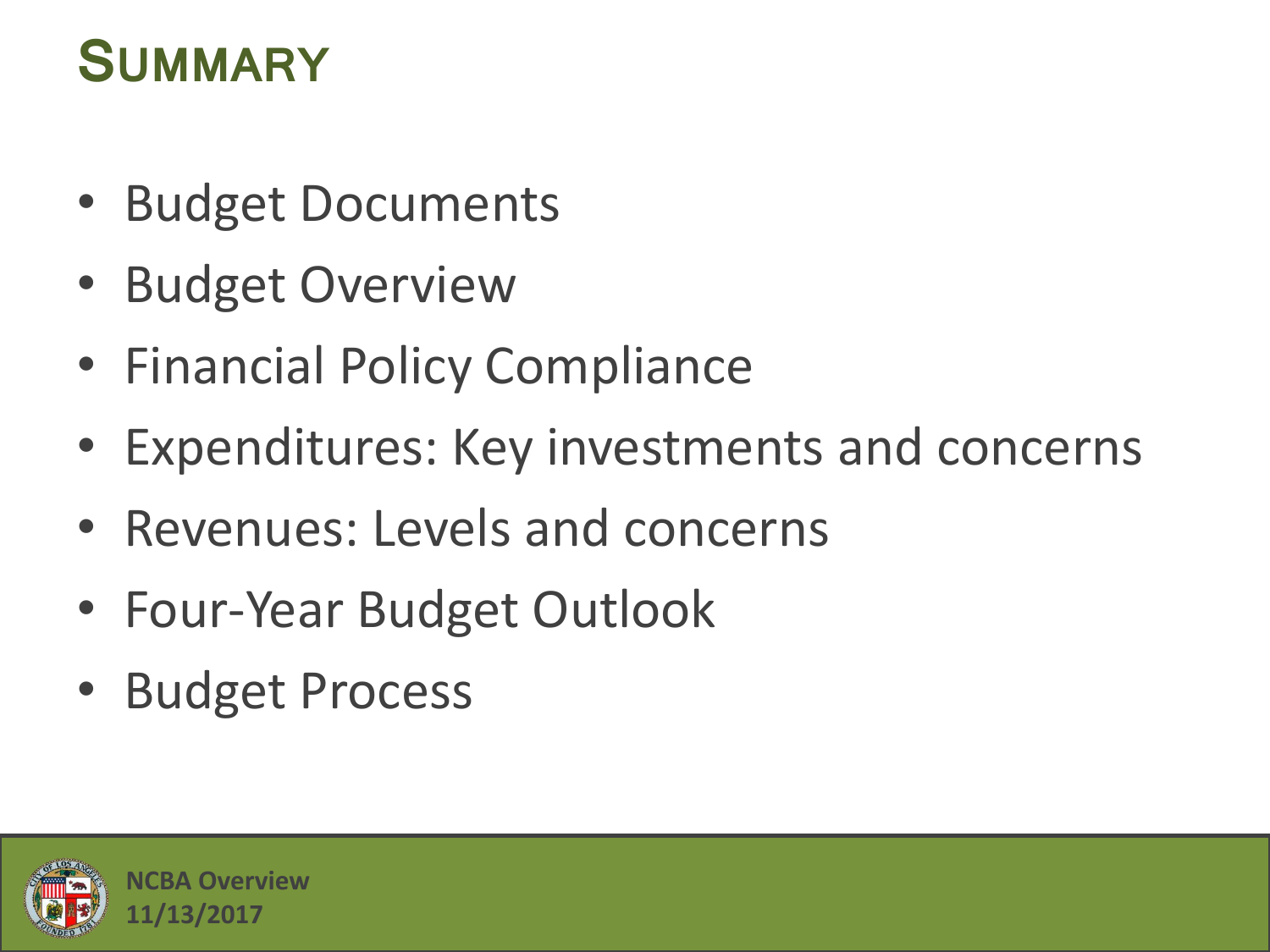# Summary

- Budget Documents
- Budget Overview
- Financial Policy Compliance
- Expenditures: Key investments and concerns
- Revenues: Levels and concerns
- Four-Year Budget Outlook
- Budget Process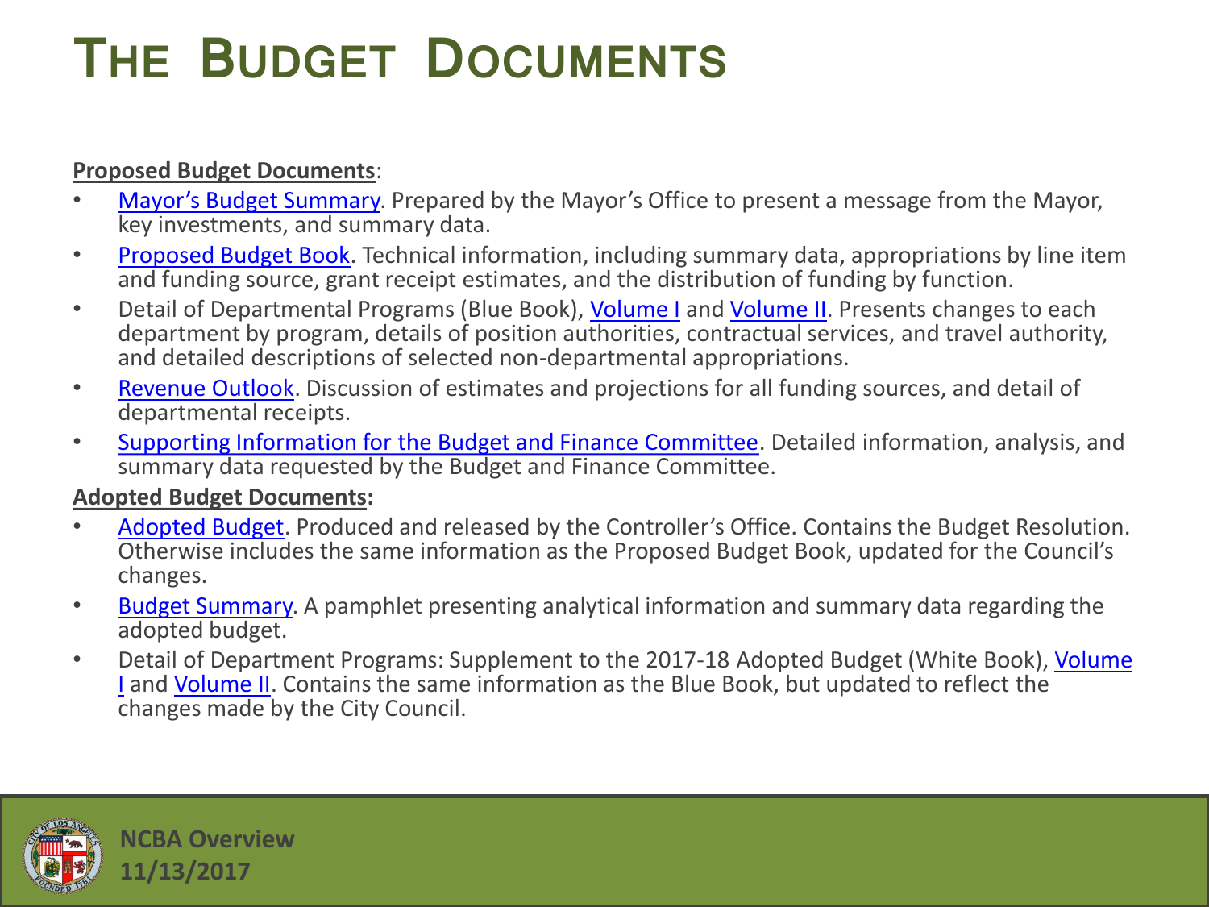# THE BUDGET DOCUMENTS

**Proposed Budget Documents**:

- Mayor's Budget Summary. Prepared by the Mayor's Office to present a message from the Mayor, key investments, and summary data.
- Proposed Budget Book. Technical information, including summary data, appropriations by line item and funding source, grant receipt estimates, and the distribution of funding by function.
- Detail of Departmental Programs (Blue Book), Volume I and Volume II. Presents changes to each department by program, details of position authorities, contractual services, and travel authority, and detailed descriptions of selected non-departmental appropriations.
- Revenue Outlook. Discussion of estimates and projections for all funding sources, and detail of departmental receipts.
- Supporting Information for the Budget and Finance Committee. Detailed information, analysis, and summary data requested by the Budget and Finance Committee.

**Adopted Budget Documents:**

- Adopted Budget. Produced and released by the Controller's Office. Contains the Budget Resolution. Otherwise includes the same information as the Proposed Budget Book, updated for the Council's changes.
- Budget Summary. A pamphlet presenting analytical information and summary data regarding the adopted budget.
- Detail of Department Programs: Supplement to the 2017-18 Adopted Budget (White Book), Volume I and Volume II. Contains the same information as the Blue Book, but updated to reflect the changes made by the City Council.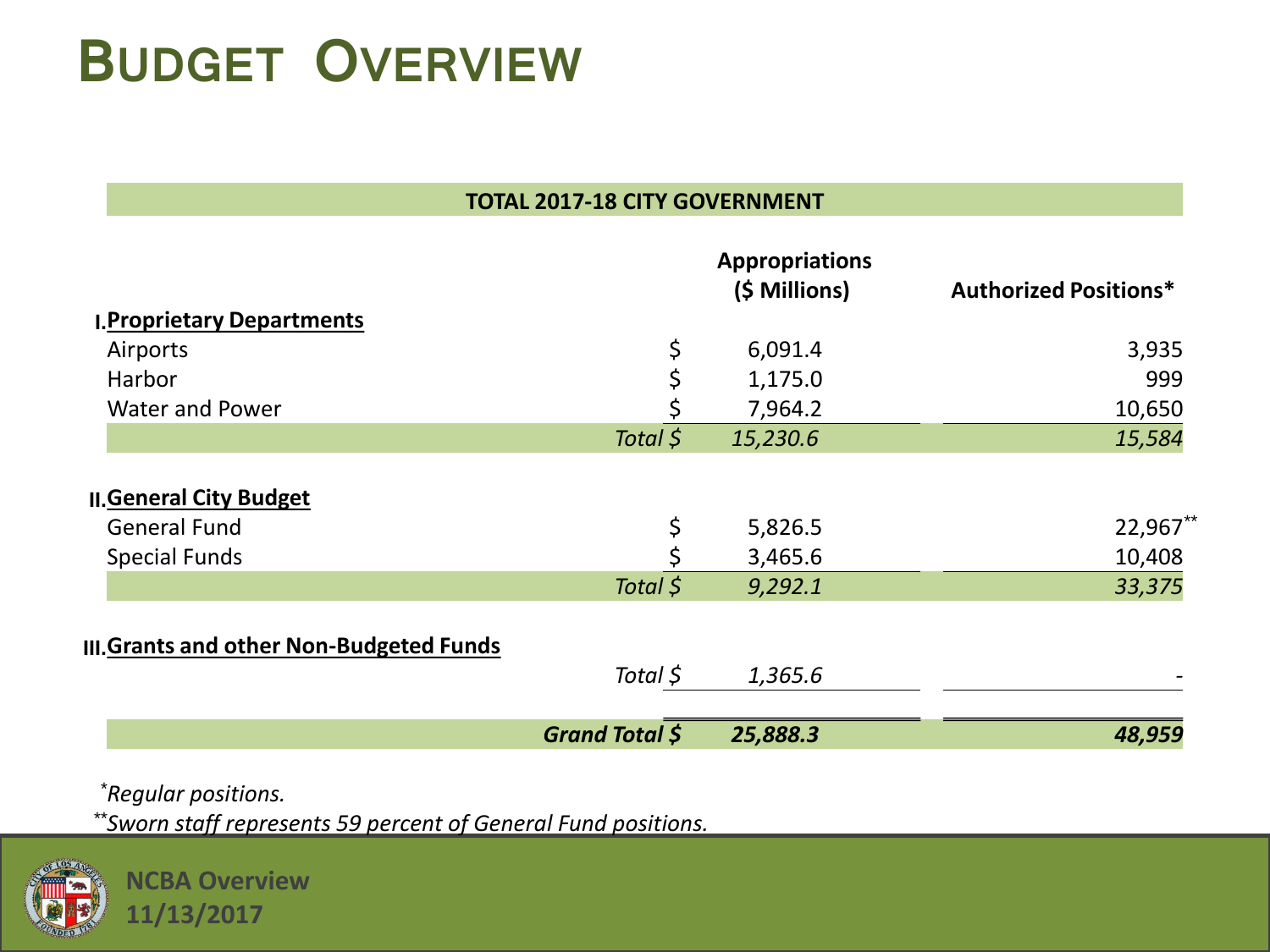# Budget Overview

| TOTAL 2017-18 CITY GOVERNMENT | | |
|---|---|---|
| | Appropriations ($ Millions) | Authorized Positions* |
| **I. Proprietary Departments** | | |
| Airports | $ 6,091.4 | 3,935 |
| Harbor | $ 1,175.0 | 999 |
| Water and Power | $ 7,964.2 | 10,650 |
| *Total $* | *15,230.6* | *15,584* |
| **II. General City Budget** | | |
| General Fund | $ 5,826.5 | 22,967** |
| Special Funds | $ 3,465.6 | 10,408 |
| *Total $* | *9,292.1* | *33,375* |
| **III. Grants and other Non-Budgeted Funds** | | |
| *Total $* | *1,365.6* | - |
| ***Grand Total $*** | ***25,888.3*** | ***48,959*** |

*\*Regular positions.*

*\*\*Sworn staff represents 59 percent of General Fund positions.*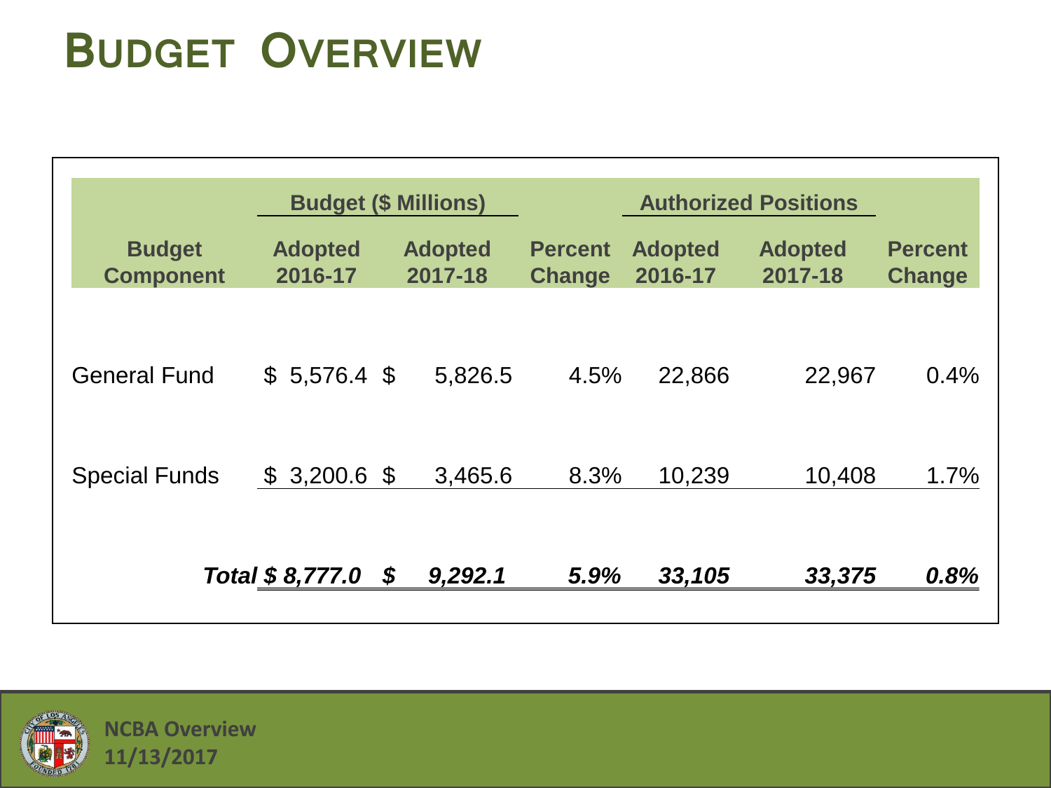# BUDGET OVERVIEW

| Budget Component | Budget ($ Millions) | | | Authorized Positions | | |
|---|---|---|---|---|---|---|
| | Adopted 2016-17 | Adopted 2017-18 | Percent Change | Adopted 2016-17 | Adopted 2017-18 | Percent Change |
| General Fund | $ 5,576.4 | $ 5,826.5 | 4.5% | 22,866 | 22,967 | 0.4% |
| Special Funds | $ 3,200.6 | $ 3,465.6 | 8.3% | 10,239 | 10,408 | 1.7% |
| ***Total*** | ***$ 8,777.0*** | ***$ 9,292.1*** | ***5.9%*** | ***33,105*** | ***33,375*** | ***0.8%*** |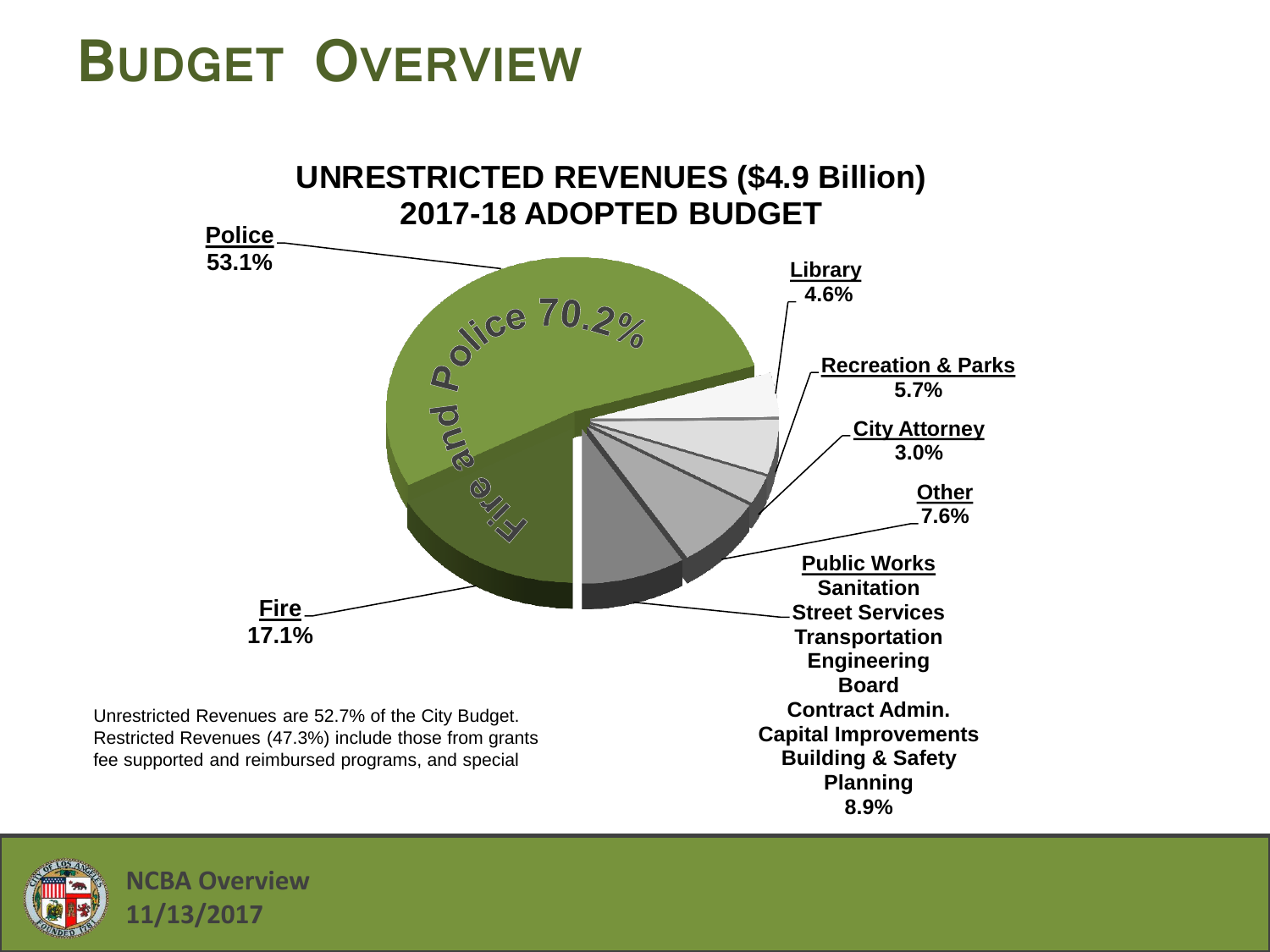# BUDGET OVERVIEW

## UNRESTRICTED REVENUES ($4.9 Billion)
## 2017-18 ADOPTED BUDGET

**Police** 53.1%

**Fire and Police 70.2%**

**Fire** 17.1%

**Library** 4.6%

**Recreation & Parks** 5.7%

**City Attorney** 3.0%

**Other** 7.6%

**Public Works**
**Sanitation**
**Street Services**
**Transportation**
**Engineering**
**Board**
**Contract Admin.**
**Capital Improvements**
**Building & Safety**
**Planning**
**8.9%**

Unrestricted Revenues are 52.7% of the City Budget. Restricted Revenues (47.3%) include those from grants fee supported and reimbursed programs, and special

**NCBA Overview**
**11/13/2017**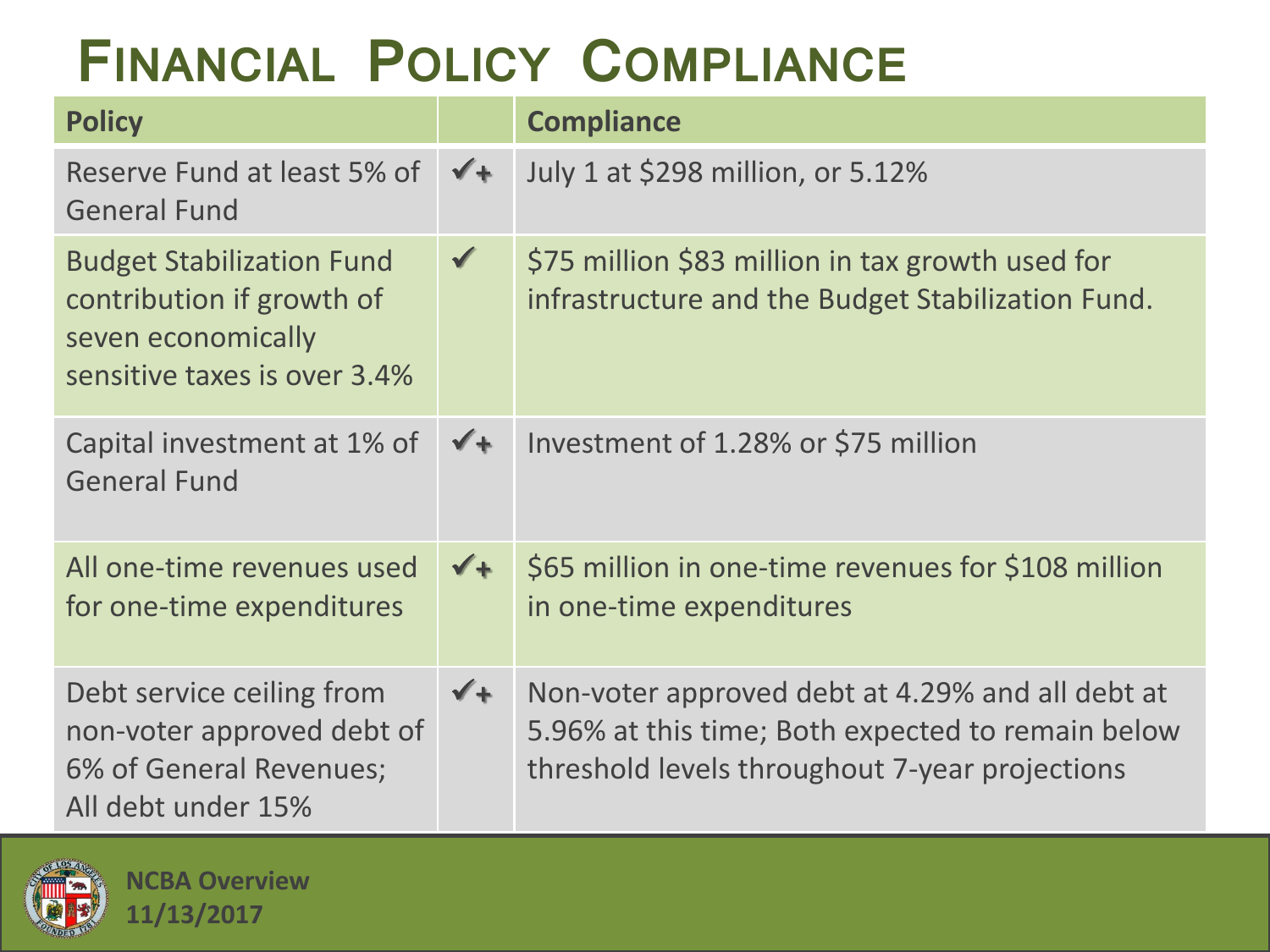# Financial Policy Compliance

| Policy | | Compliance |
|---|---|---|
| Reserve Fund at least 5% of General Fund | ✔+ | July 1 at $298 million, or 5.12% |
| Budget Stabilization Fund contribution if growth of seven economically sensitive taxes is over 3.4% | ✔ | $75 million $83 million in tax growth used for infrastructure and the Budget Stabilization Fund. |
| Capital investment at 1% of General Fund | ✔+ | Investment of 1.28% or $75 million |
| All one-time revenues used for one-time expenditures | ✔+ | $65 million in one-time revenues for $108 million in one-time expenditures |
| Debt service ceiling from non-voter approved debt of 6% of General Revenues; All debt under 15% | ✔+ | Non-voter approved debt at 4.29% and all debt at 5.96% at this time; Both expected to remain below threshold levels throughout 7-year projections |

**NCBA Overview**
**11/13/2017**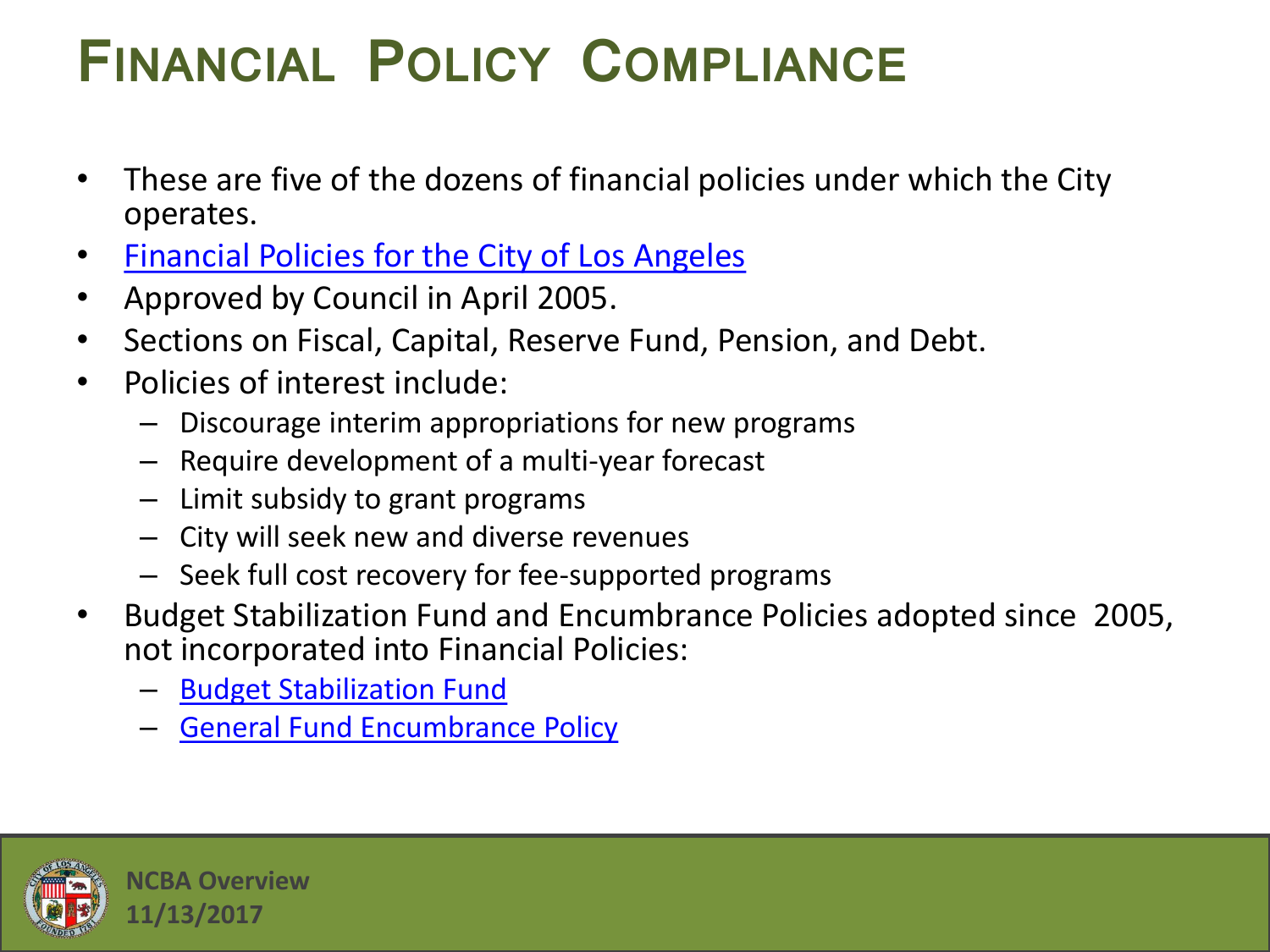# Financial Policy Compliance

- These are five of the dozens of financial policies under which the City operates.
- Financial Policies for the City of Los Angeles
- Approved by Council in April 2005.
- Sections on Fiscal, Capital, Reserve Fund, Pension, and Debt.
- Policies of interest include:
  - Discourage interim appropriations for new programs
  - Require development of a multi-year forecast
  - Limit subsidy to grant programs
  - City will seek new and diverse revenues
  - Seek full cost recovery for fee-supported programs
- Budget Stabilization Fund and Encumbrance Policies adopted since 2005, not incorporated into Financial Policies:
  - Budget Stabilization Fund
  - General Fund Encumbrance Policy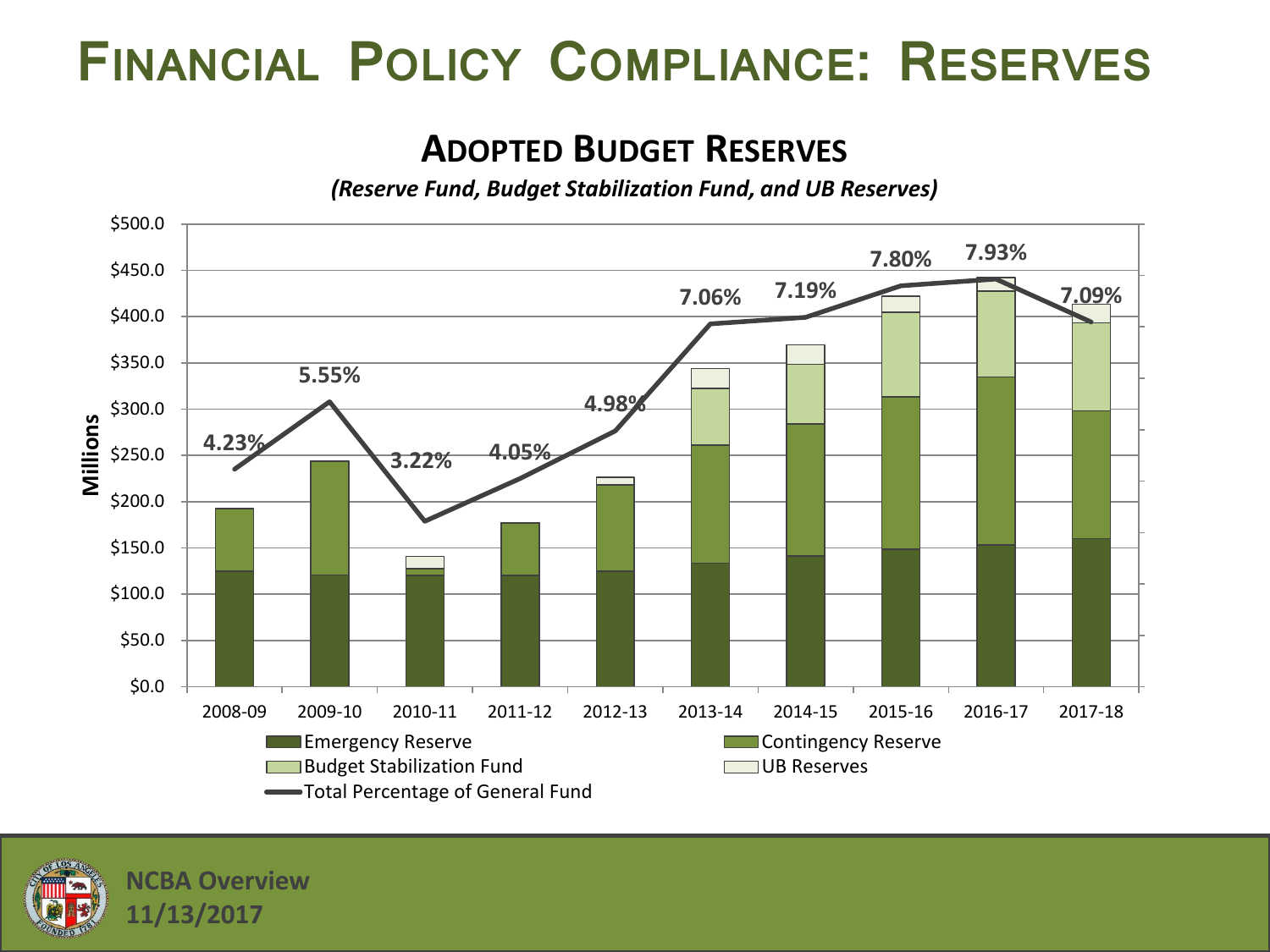# Financial Policy Compliance: Reserves

## Adopted Budget Reserves

*(Reserve Fund, Budget Stabilization Fund, and UB Reserves)*

| Fiscal Year | Total Percentage of General Fund |
|---|---|
| 2008-09 | 4.23% |
| 2009-10 | 5.55% |
| 2010-11 | 3.22% |
| 2011-12 | 4.05% |
| 2012-13 | 4.98% |
| 2013-14 | 7.06% |
| 2014-15 | 7.19% |
| 2015-16 | 7.80% |
| 2016-17 | 7.93% |
| 2017-18 | 7.09% |

Millions

Legend: Emergency Reserve; Contingency Reserve; Budget Stabilization Fund; UB Reserves; Total Percentage of General Fund

NCBA Overview
11/13/2017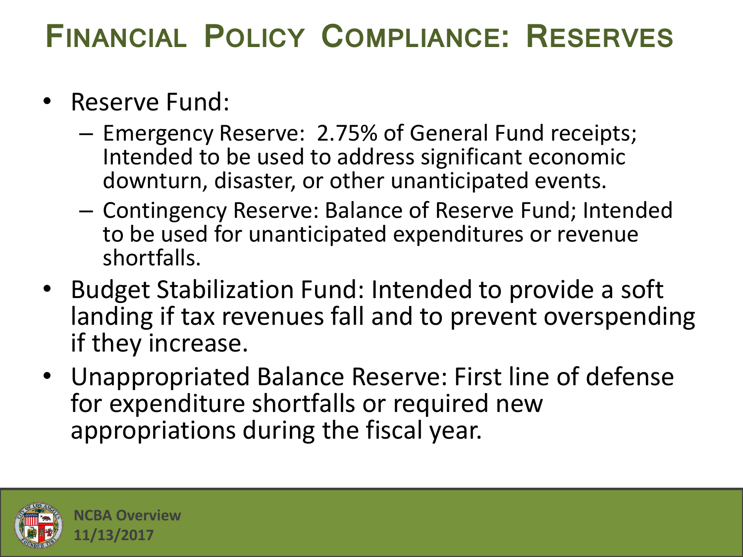# Financial Policy Compliance: Reserves

- Reserve Fund:
  - Emergency Reserve: 2.75% of General Fund receipts; Intended to be used to address significant economic downturn, disaster, or other unanticipated events.
  - Contingency Reserve: Balance of Reserve Fund; Intended to be used for unanticipated expenditures or revenue shortfalls.
- Budget Stabilization Fund: Intended to provide a soft landing if tax revenues fall and to prevent overspending if they increase.
- Unappropriated Balance Reserve: First line of defense for expenditure shortfalls or required new appropriations during the fiscal year.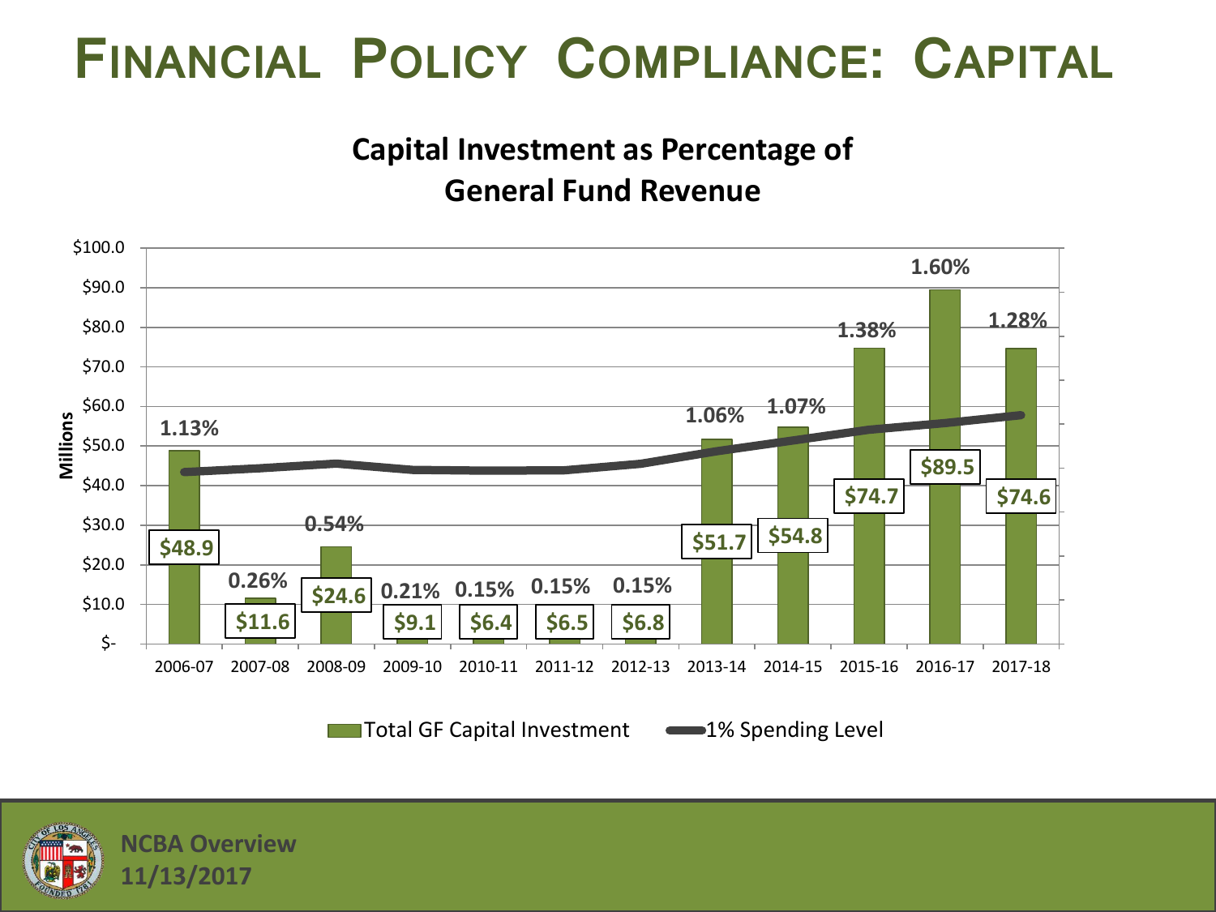# FINANCIAL POLICY COMPLIANCE: CAPITAL

## Capital Investment as Percentage of General Fund Revenue

| Fiscal Year | Total GF Capital Investment (Millions) | % of General Fund Revenue |
|---|---|---|
| 2006-07 | $48.9 | 1.13% |
| 2007-08 | $11.6 | 0.26% |
| 2008-09 | $24.6 | 0.54% |
| 2009-10 | $9.1 | 0.21% |
| 2010-11 | $6.4 | 0.15% |
| 2011-12 | $6.5 | 0.15% |
| 2012-13 | $6.8 | 0.15% |
| 2013-14 | $51.7 | 1.06% |
| 2014-15 | $54.8 | 1.07% |
| 2015-16 | $74.7 | 1.38% |
| 2016-17 | $89.5 | 1.60% |
| 2017-18 | $74.6 | 1.28% |

Legend: Total GF Capital Investment; 1% Spending Level

NCBA Overview
11/13/2017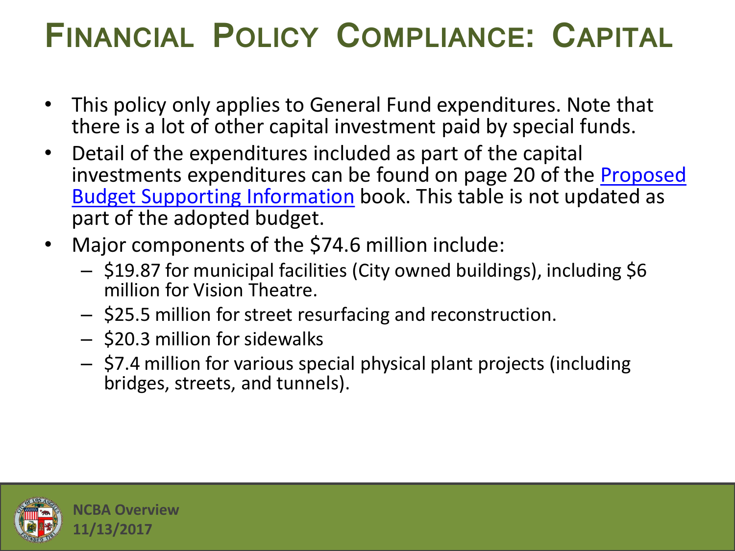# Financial Policy Compliance: Capital

- This policy only applies to General Fund expenditures. Note that there is a lot of other capital investment paid by special funds.
- Detail of the expenditures included as part of the capital investments expenditures can be found on page 20 of the Proposed Budget Supporting Information book. This table is not updated as part of the adopted budget.
- Major components of the $74.6 million include:
  - $19.87 for municipal facilities (City owned buildings), including $6 million for Vision Theatre.
  - $25.5 million for street resurfacing and reconstruction.
  - $20.3 million for sidewalks
  - $7.4 million for various special physical plant projects (including bridges, streets, and tunnels).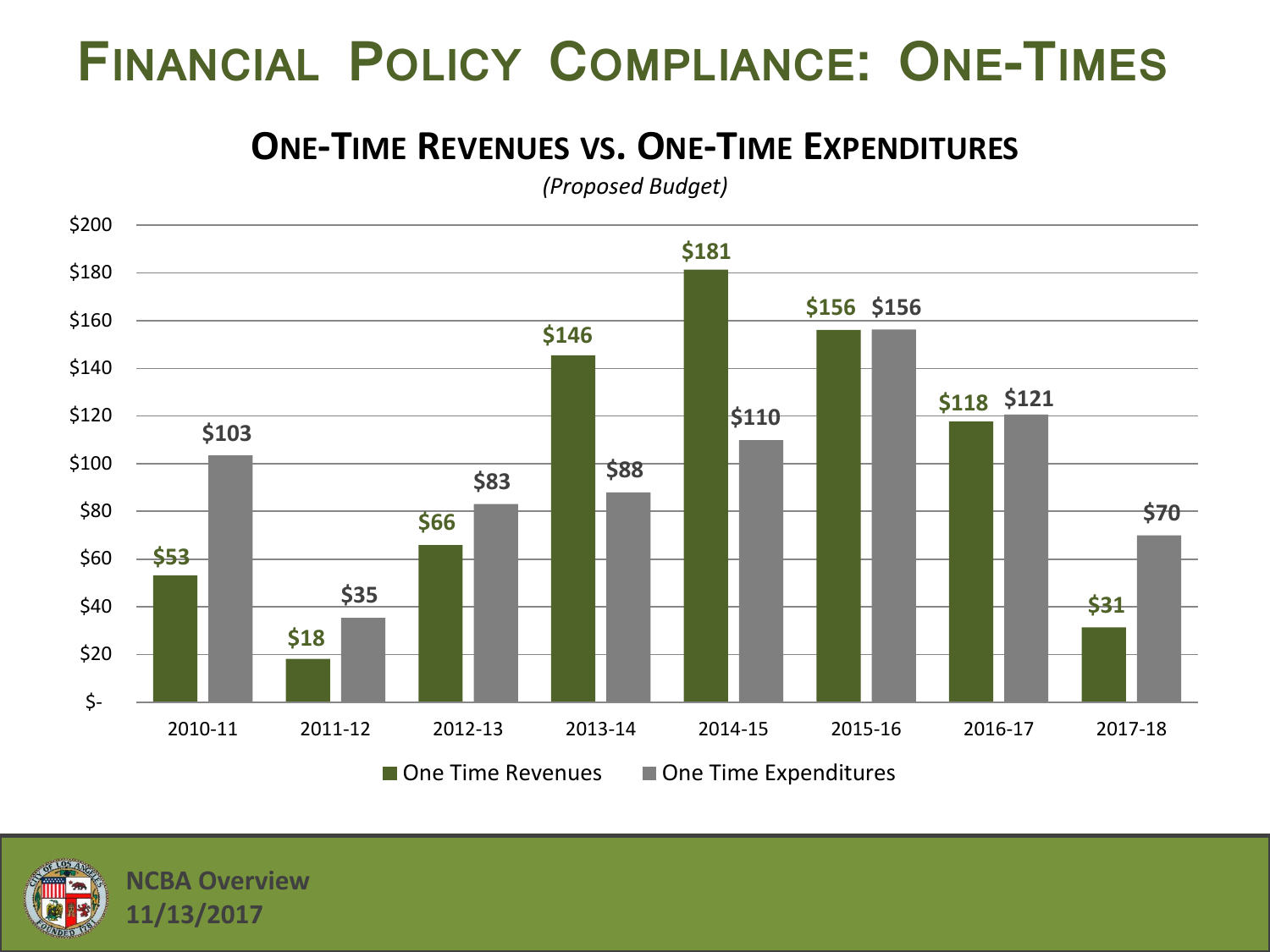# Financial Policy Compliance: One-Times

## One-Time Revenues vs. One-Time Expenditures

*(Proposed Budget)*

| | One Time Revenues | One Time Expenditures |
|---|---|---|
| 2010-11 | $53 | $103 |
| 2011-12 | $18 | $35 |
| 2012-13 | $66 | $83 |
| 2013-14 | $146 | $88 |
| 2014-15 | $181 | $110 |
| 2015-16 | $156 | $156 |
| 2016-17 | $118 | $121 |
| 2017-18 | $31 | $70 |

NCBA Overview
11/13/2017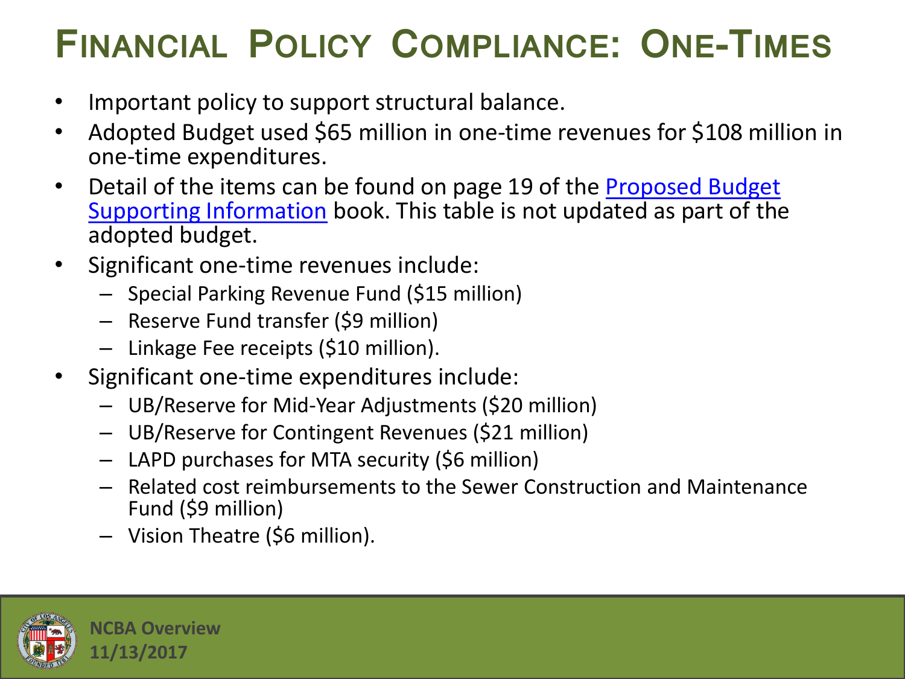# Financial Policy Compliance: One-Times

- Important policy to support structural balance.
- Adopted Budget used $65 million in one-time revenues for $108 million in one-time expenditures.
- Detail of the items can be found on page 19 of the [Proposed Budget Supporting Information](Proposed Budget Supporting Information) book. This table is not updated as part of the adopted budget.
- Significant one-time revenues include:
  - Special Parking Revenue Fund ($15 million)
  - Reserve Fund transfer ($9 million)
  - Linkage Fee receipts ($10 million).
- Significant one-time expenditures include:
  - UB/Reserve for Mid-Year Adjustments ($20 million)
  - UB/Reserve for Contingent Revenues ($21 million)
  - LAPD purchases for MTA security ($6 million)
  - Related cost reimbursements to the Sewer Construction and Maintenance Fund ($9 million)
  - Vision Theatre ($6 million).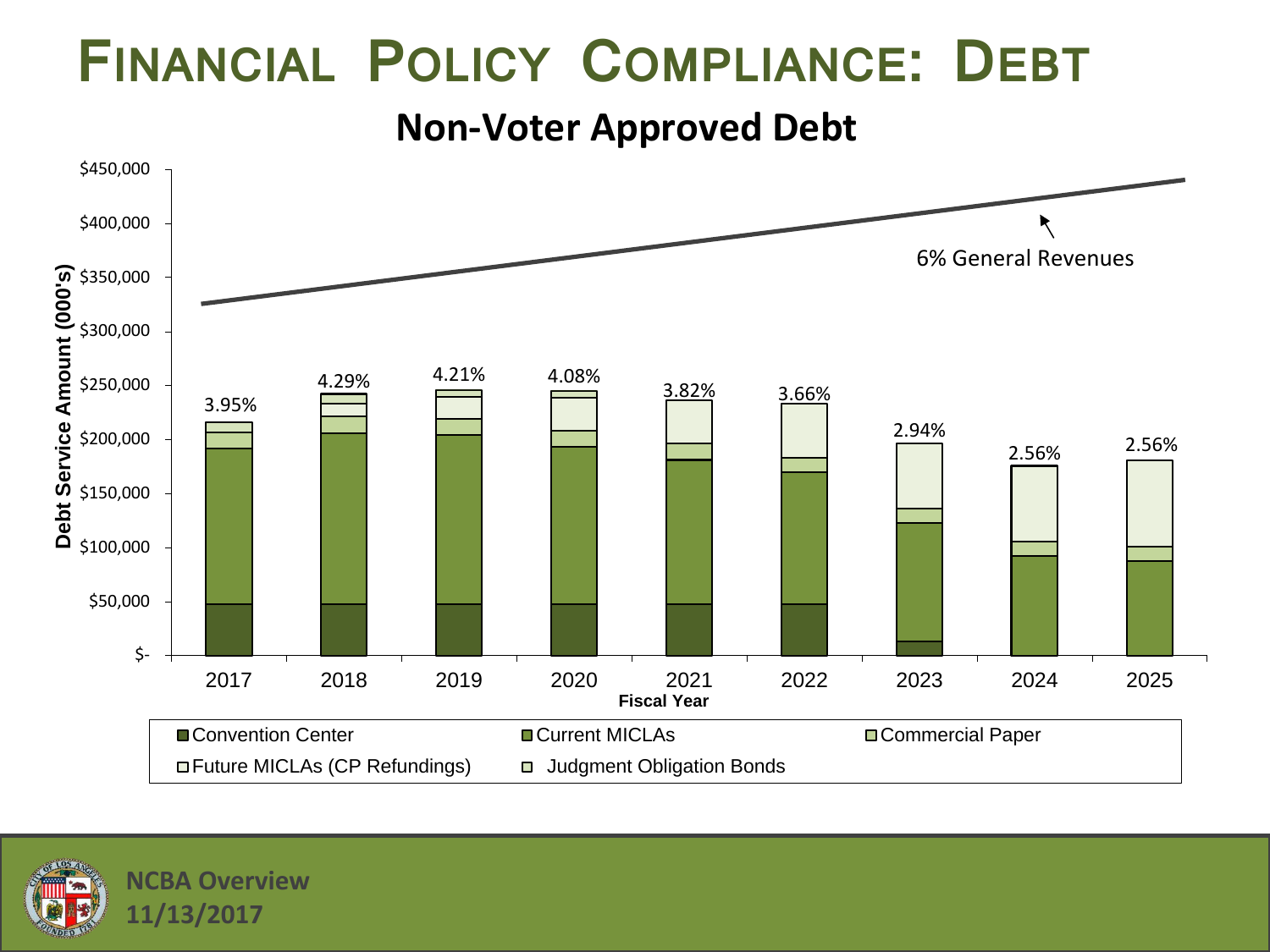# Financial Policy Compliance: Debt

## Non-Voter Approved Debt

Debt Service Amount (000's)

$450,000
$400,000
$350,000
$300,000
$250,000
$200,000
$150,000
$100,000
$50,000
$-

6% General Revenues

| Fiscal Year | 2017 | 2018 | 2019 | 2020 | 2021 | 2022 | 2023 | 2024 | 2025 |
|---|---|---|---|---|---|---|---|---|---|
| % | 3.95% | 4.29% | 4.21% | 4.08% | 3.82% | 3.66% | 2.94% | 2.56% | 2.56% |

Fiscal Year

- Convention Center
- Current MICLAs
- Commercial Paper
- Future MICLAs (CP Refundings)
- Judgment Obligation Bonds

NCBA Overview
11/13/2017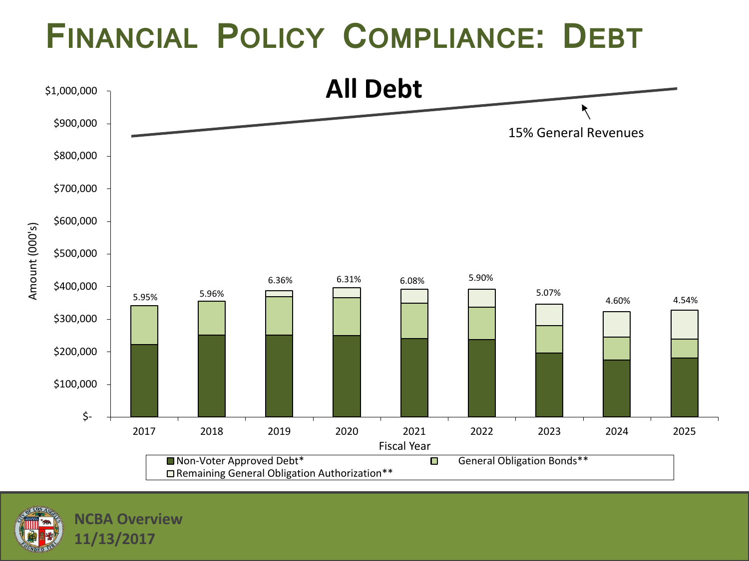# Financial Policy Compliance: Debt

## All Debt

Amount (000's)

$1,000,000
$900,000
$800,000
$700,000
$600,000
$500,000
$400,000
$300,000
$200,000
$100,000
$-

15% General Revenues

| Fiscal Year | 2017 | 2018 | 2019 | 2020 | 2021 | 2022 | 2023 | 2024 | 2025 |
|---|---|---|---|---|---|---|---|---|---|
| % | 5.95% | 5.96% | 6.36% | 6.31% | 6.08% | 5.90% | 5.07% | 4.60% | 4.54% |

Fiscal Year

Non-Voter Approved Debt*
General Obligation Bonds**
Remaining General Obligation Authorization**

NCBA Overview
11/13/2017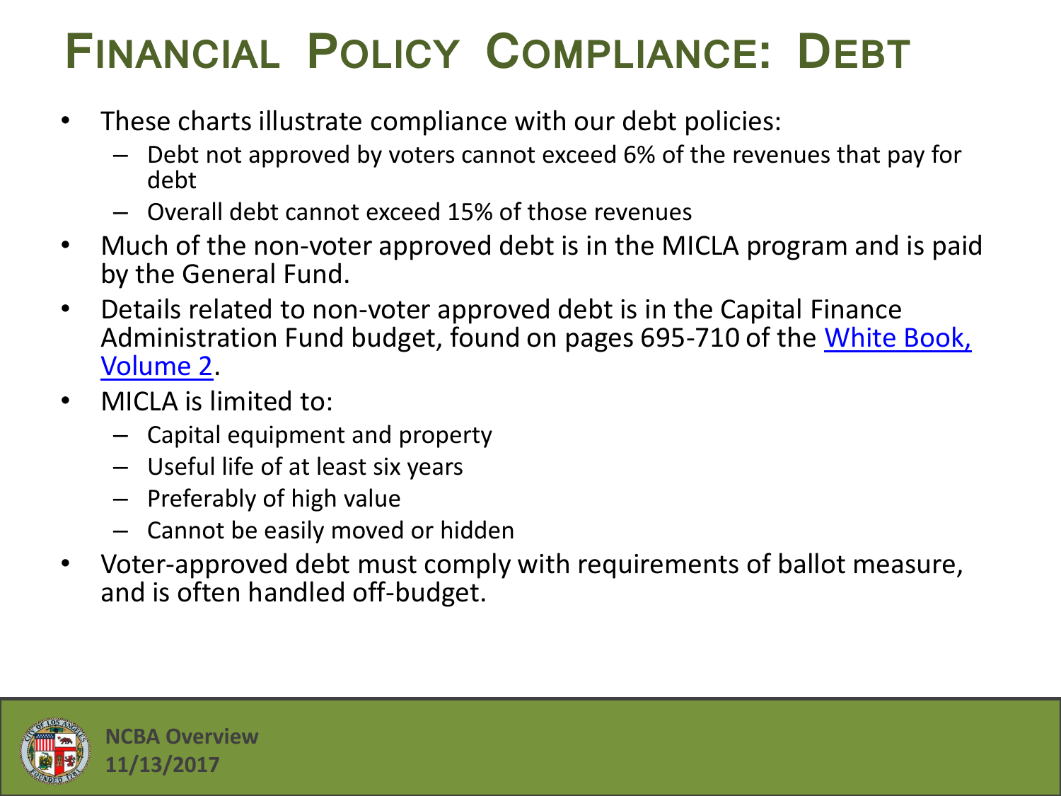# Financial Policy Compliance: Debt

- These charts illustrate compliance with our debt policies:
  - Debt not approved by voters cannot exceed 6% of the revenues that pay for debt
  - Overall debt cannot exceed 15% of those revenues
- Much of the non-voter approved debt is in the MICLA program and is paid by the General Fund.
- Details related to non-voter approved debt is in the Capital Finance Administration Fund budget, found on pages 695-710 of the White Book, Volume 2.
- MICLA is limited to:
  - Capital equipment and property
  - Useful life of at least six years
  - Preferably of high value
  - Cannot be easily moved or hidden
- Voter-approved debt must comply with requirements of ballot measure, and is often handled off-budget.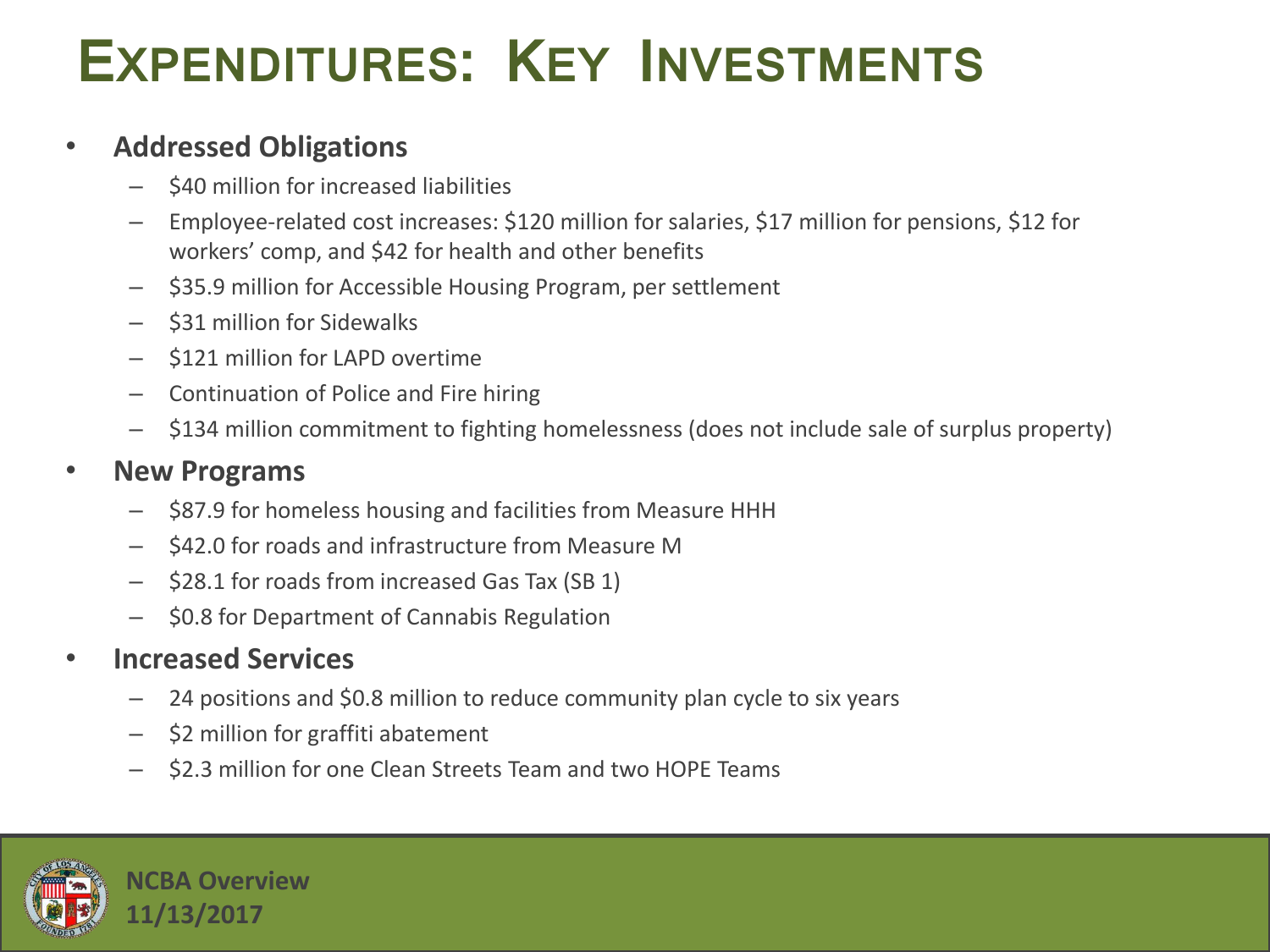# Expenditures: Key Investments

- **Addressed Obligations**
  - $40 million for increased liabilities
  - Employee-related cost increases: $120 million for salaries, $17 million for pensions, $12 for workers' comp, and $42 for health and other benefits
  - $35.9 million for Accessible Housing Program, per settlement
  - $31 million for Sidewalks
  - $121 million for LAPD overtime
  - Continuation of Police and Fire hiring
  - $134 million commitment to fighting homelessness (does not include sale of surplus property)
- **New Programs**
  - $87.9 for homeless housing and facilities from Measure HHH
  - $42.0 for roads and infrastructure from Measure M
  - $28.1 for roads from increased Gas Tax (SB 1)
  - $0.8 for Department of Cannabis Regulation
- **Increased Services**
  - 24 positions and $0.8 million to reduce community plan cycle to six years
  - $2 million for graffiti abatement
  - $2.3 million for one Clean Streets Team and two HOPE Teams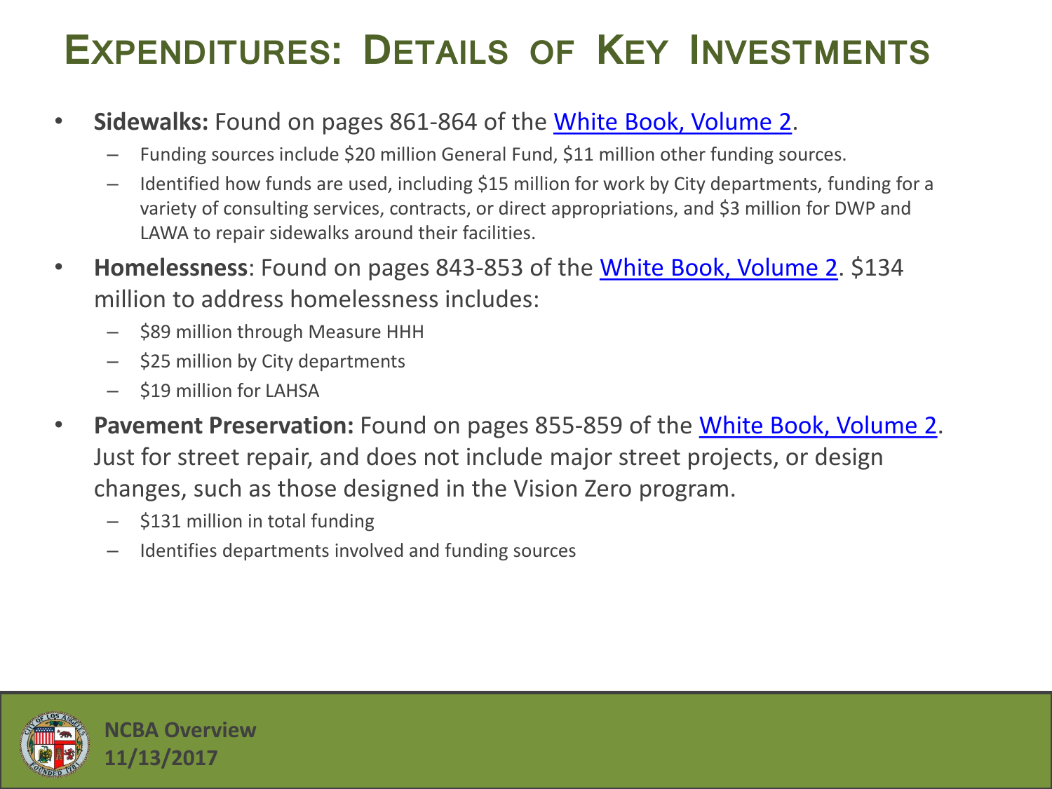# Expenditures: Details of Key Investments

- **Sidewalks:** Found on pages 861-864 of the White Book, Volume 2.
  - Funding sources include $20 million General Fund, $11 million other funding sources.
  - Identified how funds are used, including $15 million for work by City departments, funding for a variety of consulting services, contracts, or direct appropriations, and $3 million for DWP and LAWA to repair sidewalks around their facilities.
- **Homelessness**: Found on pages 843-853 of the White Book, Volume 2. $134 million to address homelessness includes:
  - $89 million through Measure HHH
  - $25 million by City departments
  - $19 million for LAHSA
- **Pavement Preservation:** Found on pages 855-859 of the White Book, Volume 2. Just for street repair, and does not include major street projects, or design changes, such as those designed in the Vision Zero program.
  - $131 million in total funding
  - Identifies departments involved and funding sources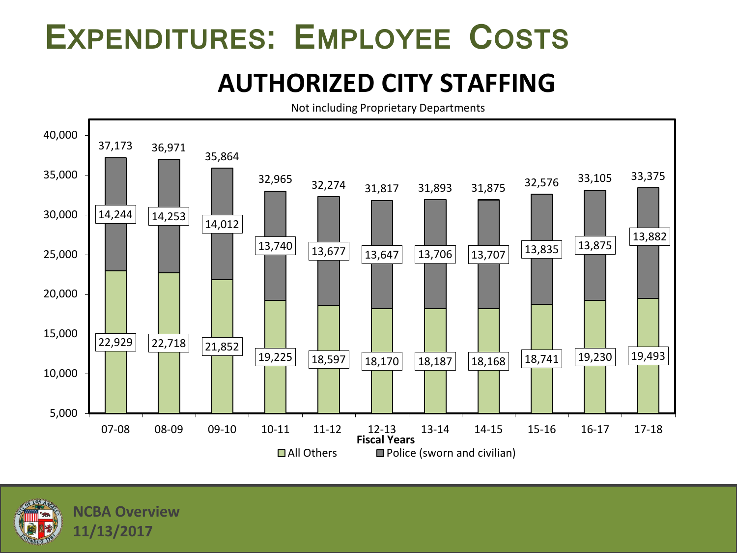# EXPENDITURES: EMPLOYEE COSTS

## AUTHORIZED CITY STAFFING

Not including Proprietary Departments

| Fiscal Years | All Others | Police (sworn and civilian) | Total |
|---|---|---|---|
| 07-08 | 22,929 | 14,244 | 37,173 |
| 08-09 | 22,718 | 14,253 | 36,971 |
| 09-10 | 21,852 | 14,012 | 35,864 |
| 10-11 | 19,225 | 13,740 | 32,965 |
| 11-12 | 18,597 | 13,677 | 32,274 |
| 12-13 | 18,170 | 13,647 | 31,817 |
| 13-14 | 18,187 | 13,706 | 31,893 |
| 14-15 | 18,168 | 13,707 | 31,875 |
| 15-16 | 18,741 | 13,835 | 32,576 |
| 16-17 | 19,230 | 13,875 | 33,105 |
| 17-18 | 19,493 | 13,882 | 33,375 |

NCBA Overview
11/13/2017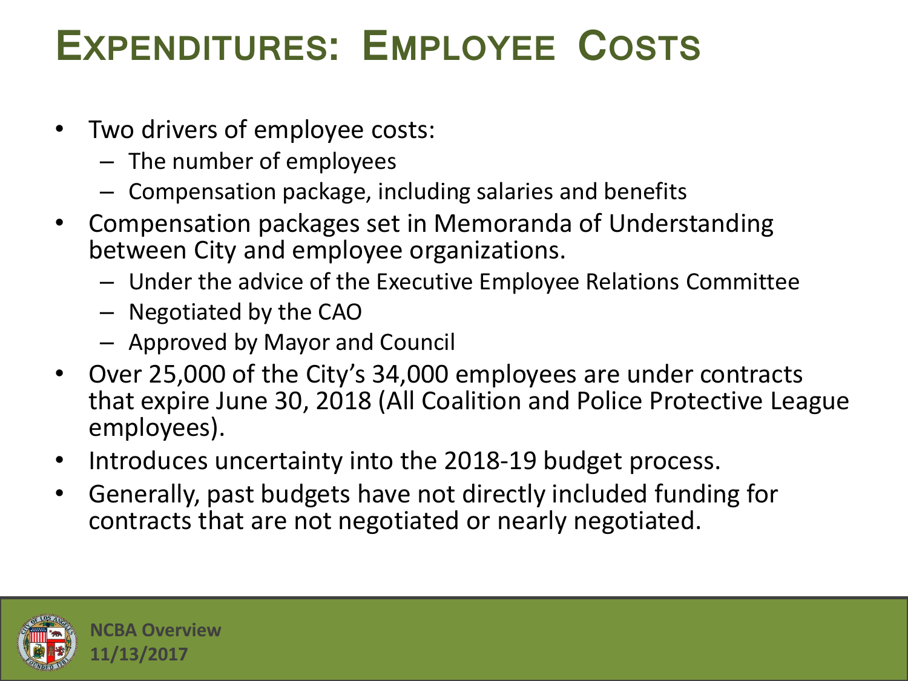# Expenditures: Employee Costs

- Two drivers of employee costs:
  - The number of employees
  - Compensation package, including salaries and benefits
- Compensation packages set in Memoranda of Understanding between City and employee organizations.
  - Under the advice of the Executive Employee Relations Committee
  - Negotiated by the CAO
  - Approved by Mayor and Council
- Over 25,000 of the City's 34,000 employees are under contracts that expire June 30, 2018 (All Coalition and Police Protective League employees).
- Introduces uncertainty into the 2018-19 budget process.
- Generally, past budgets have not directly included funding for contracts that are not negotiated or nearly negotiated.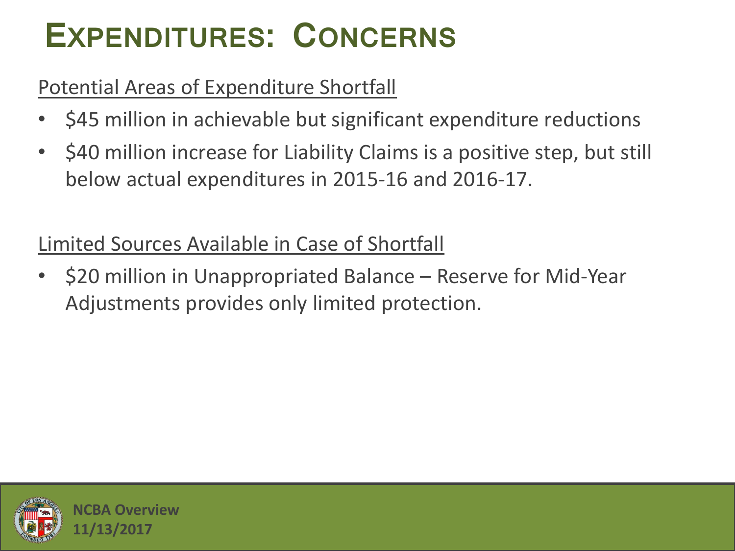# Expenditures: Concerns

Potential Areas of Expenditure Shortfall

- $45 million in achievable but significant expenditure reductions
- $40 million increase for Liability Claims is a positive step, but still below actual expenditures in 2015-16 and 2016-17.

Limited Sources Available in Case of Shortfall

- $20 million in Unappropriated Balance – Reserve for Mid-Year Adjustments provides only limited protection.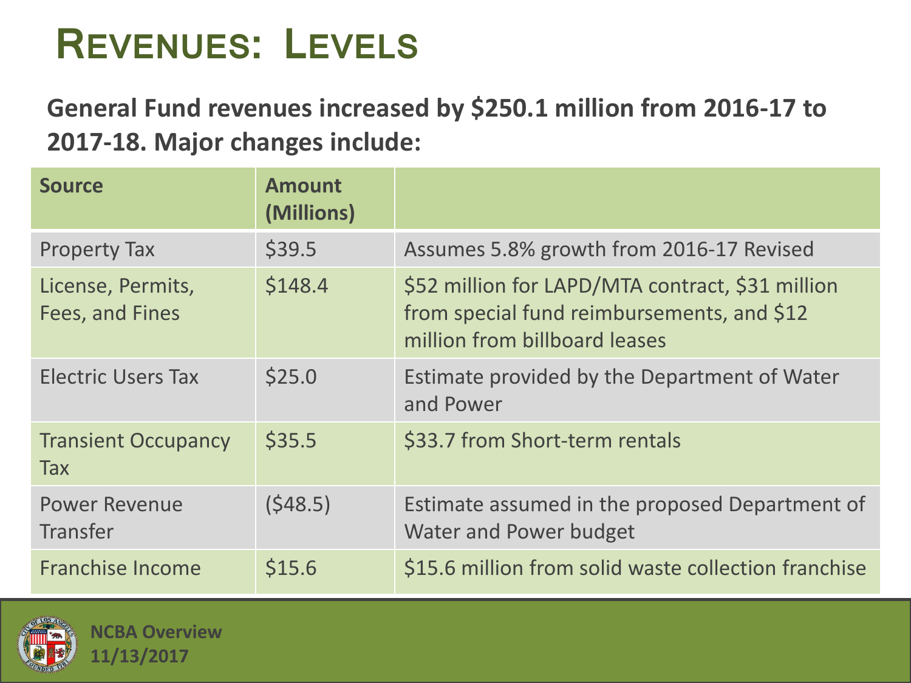# Revenues: Levels

**General Fund revenues increased by $250.1 million from 2016-17 to 2017-18. Major changes include:**

| Source | Amount (Millions) | |
|---|---|---|
| Property Tax | $39.5 | Assumes 5.8% growth from 2016-17 Revised |
| License, Permits, Fees, and Fines | $148.4 | $52 million for LAPD/MTA contract, $31 million from special fund reimbursements, and $12 million from billboard leases |
| Electric Users Tax | $25.0 | Estimate provided by the Department of Water and Power |
| Transient Occupancy Tax | $35.5 | $33.7 from Short-term rentals |
| Power Revenue Transfer | ($48.5) | Estimate assumed in the proposed Department of Water and Power budget |
| Franchise Income | $15.6 | $15.6 million from solid waste collection franchise |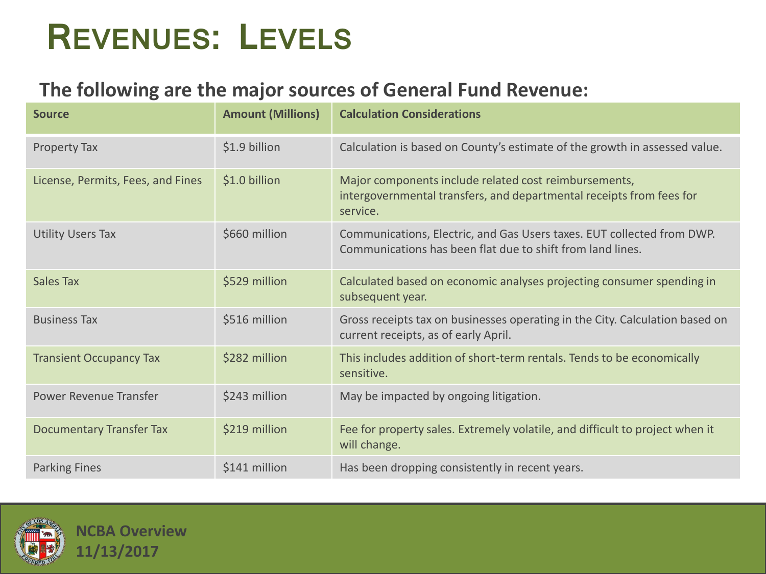# Revenues: Levels

**The following are the major sources of General Fund Revenue:**

| Source | Amount (Millions) | Calculation Considerations |
|---|---|---|
| Property Tax | $1.9 billion | Calculation is based on County's estimate of the growth in assessed value. |
| License, Permits, Fees, and Fines | $1.0 billion | Major components include related cost reimbursements, intergovernmental transfers, and departmental receipts from fees for service. |
| Utility Users Tax | $660 million | Communications, Electric, and Gas Users taxes. EUT collected from DWP. Communications has been flat due to shift from land lines. |
| Sales Tax | $529 million | Calculated based on economic analyses projecting consumer spending in subsequent year. |
| Business Tax | $516 million | Gross receipts tax on businesses operating in the City. Calculation based on current receipts, as of early April. |
| Transient Occupancy Tax | $282 million | This includes addition of short-term rentals. Tends to be economically sensitive. |
| Power Revenue Transfer | $243 million | May be impacted by ongoing litigation. |
| Documentary Transfer Tax | $219 million | Fee for property sales. Extremely volatile, and difficult to project when it will change. |
| Parking Fines | $141 million | Has been dropping consistently in recent years. |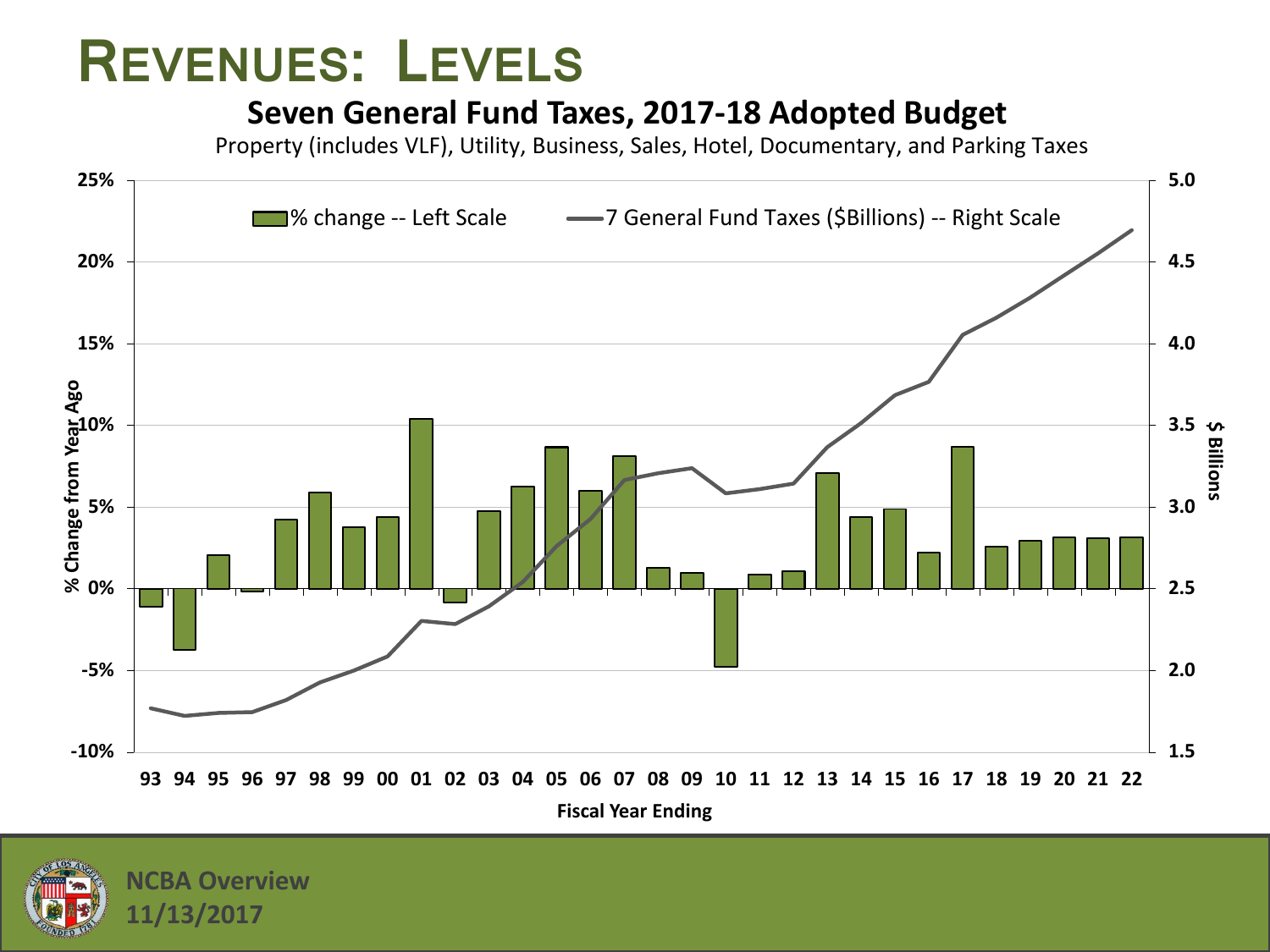# REVENUES: LEVELS

## Seven General Fund Taxes, 2017-18 Adopted Budget

Property (includes VLF), Utility, Business, Sales, Hotel, Documentary, and Parking Taxes

% change -- Left Scale

7 General Fund Taxes ($Billions) -- Right Scale

% Change from Year Ago

$ Billions

Fiscal Year Ending

93 94 95 96 97 98 99 00 01 02 03 04 05 06 07 08 09 10 11 12 13 14 15 16 17 18 19 20 21 22

25% 20% 15% 10% 5% 0% -5% -10%

5.0 4.5 4.0 3.5 3.0 2.5 2.0 1.5

NCBA Overview
11/13/2017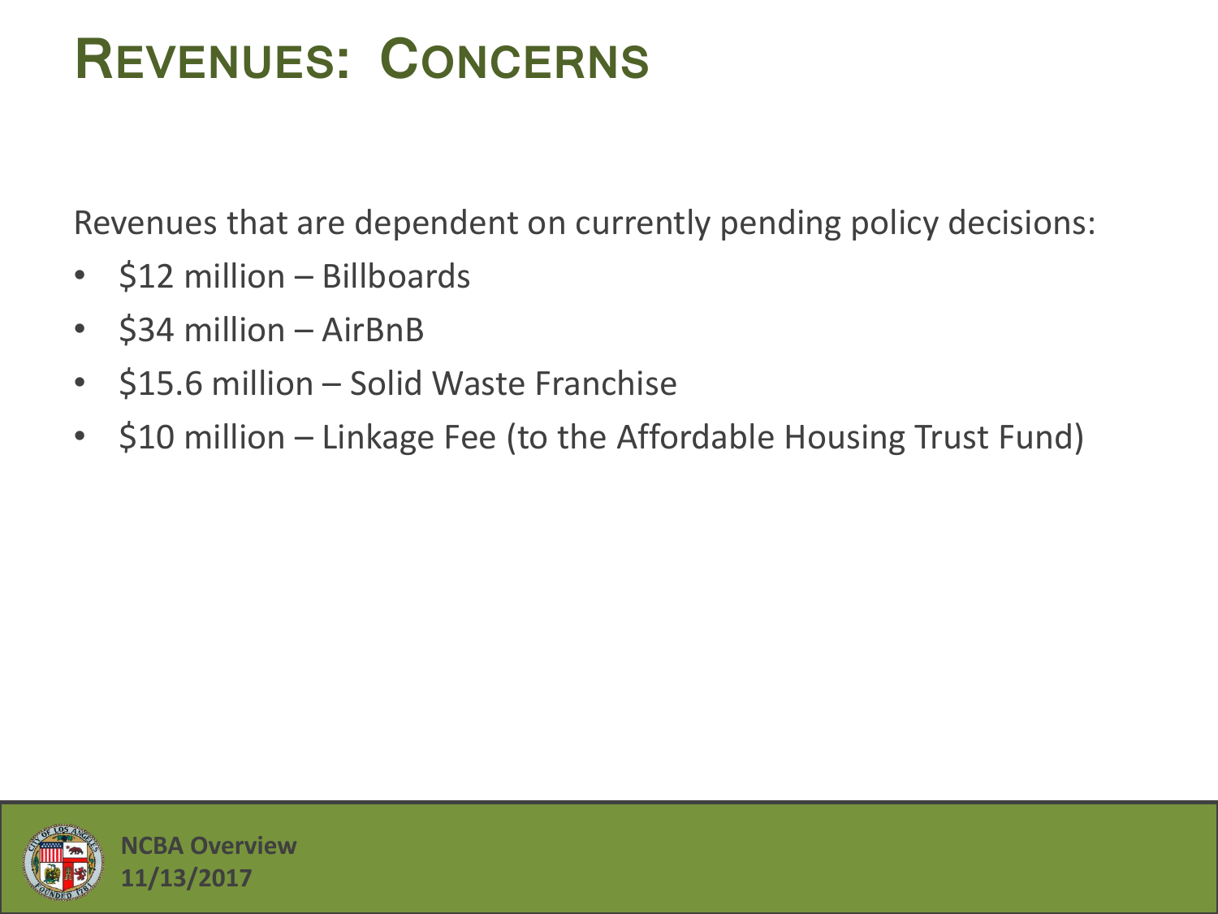# Revenues: Concerns

Revenues that are dependent on currently pending policy decisions:

- $12 million – Billboards
- $34 million – AirBnB
- $15.6 million – Solid Waste Franchise
- $10 million – Linkage Fee (to the Affordable Housing Trust Fund)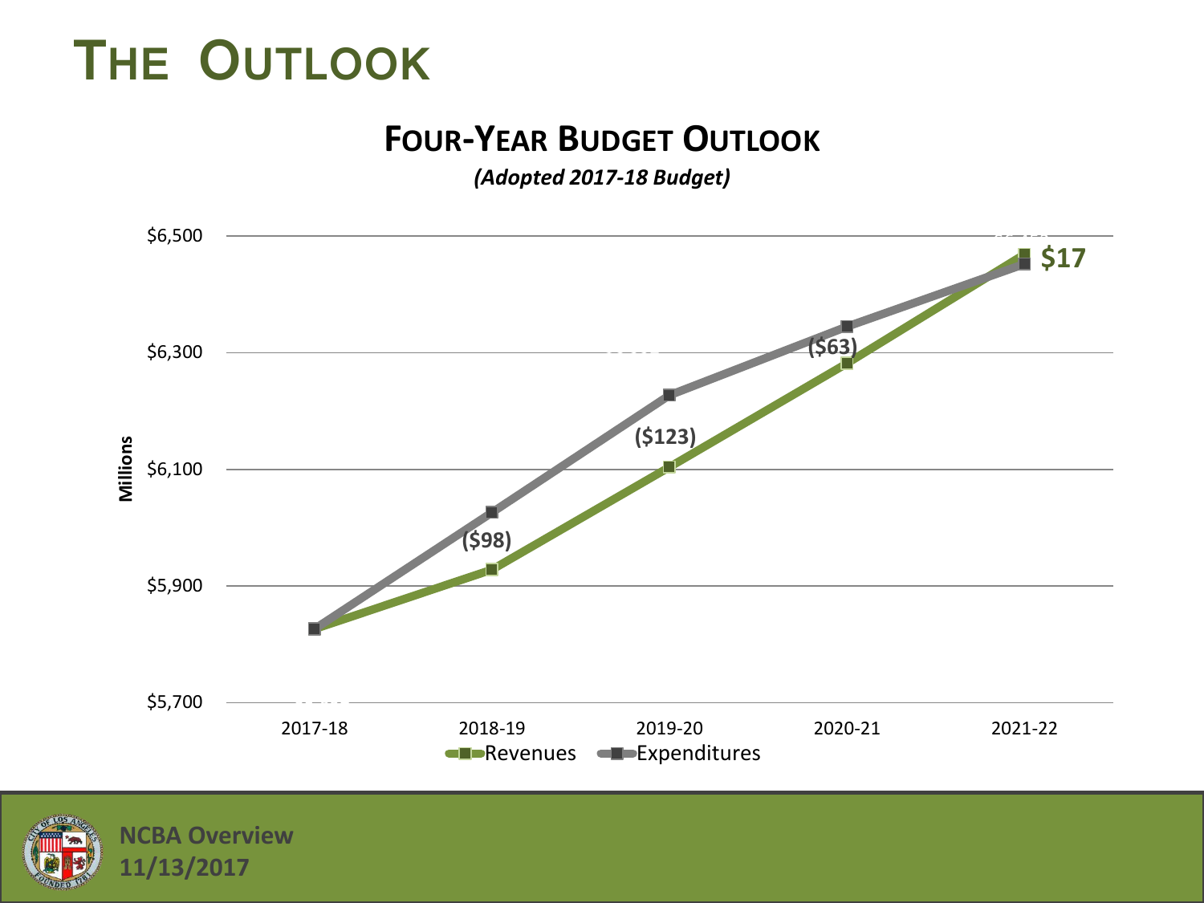# The Outlook

## Four-Year Budget Outlook

*(Adopted 2017-18 Budget)*

Millions

$6,500
$6,300
$6,100
$5,900
$5,700

2017-18 2018-19 2019-20 2020-21 2021-22

($98) ($123) ($63) $17

Revenues Expenditures

**NCBA Overview**
**11/13/2017**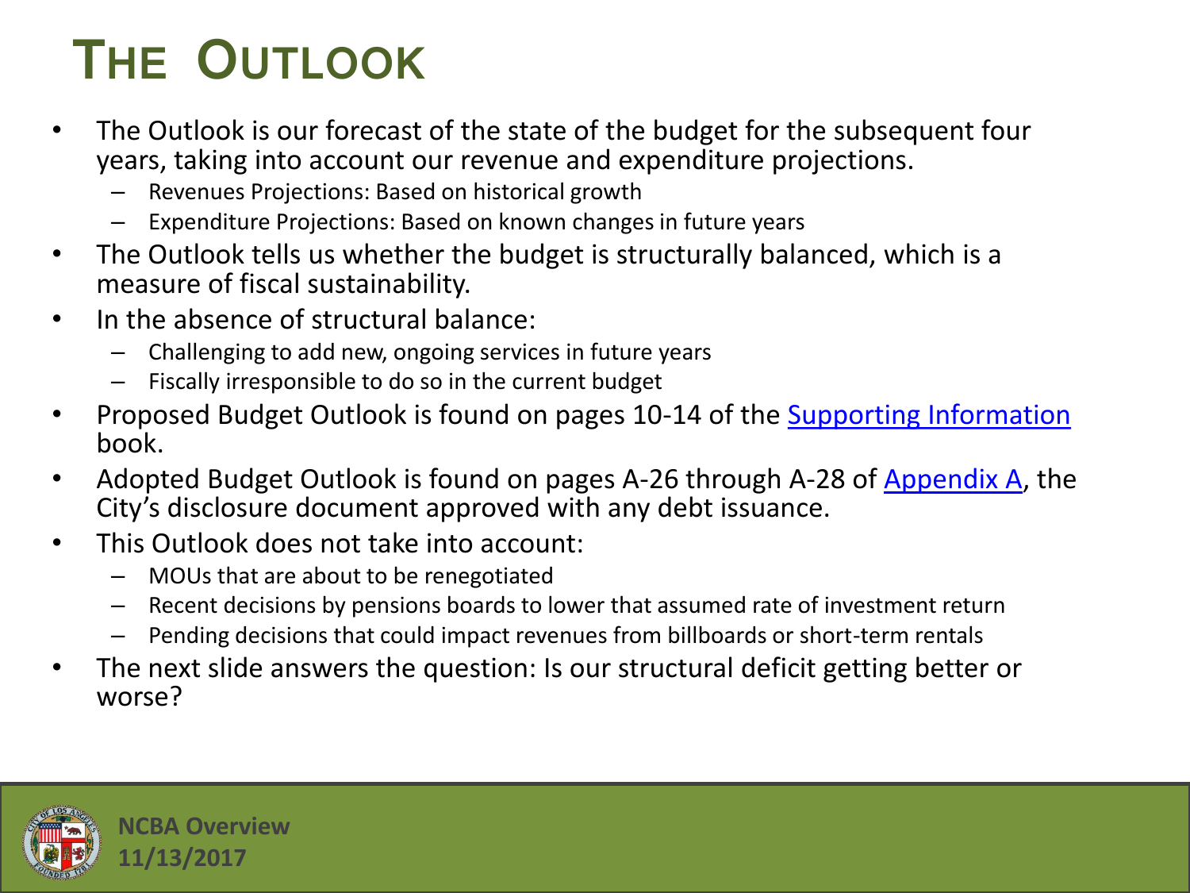# The Outlook

- The Outlook is our forecast of the state of the budget for the subsequent four years, taking into account our revenue and expenditure projections.
  - Revenues Projections: Based on historical growth
  - Expenditure Projections: Based on known changes in future years
- The Outlook tells us whether the budget is structurally balanced, which is a measure of fiscal sustainability.
- In the absence of structural balance:
  - Challenging to add new, ongoing services in future years
  - Fiscally irresponsible to do so in the current budget
- Proposed Budget Outlook is found on pages 10-14 of the Supporting Information book.
- Adopted Budget Outlook is found on pages A-26 through A-28 of Appendix A, the City's disclosure document approved with any debt issuance.
- This Outlook does not take into account:
  - MOUs that are about to be renegotiated
  - Recent decisions by pensions boards to lower that assumed rate of investment return
  - Pending decisions that could impact revenues from billboards or short-term rentals
- The next slide answers the question: Is our structural deficit getting better or worse?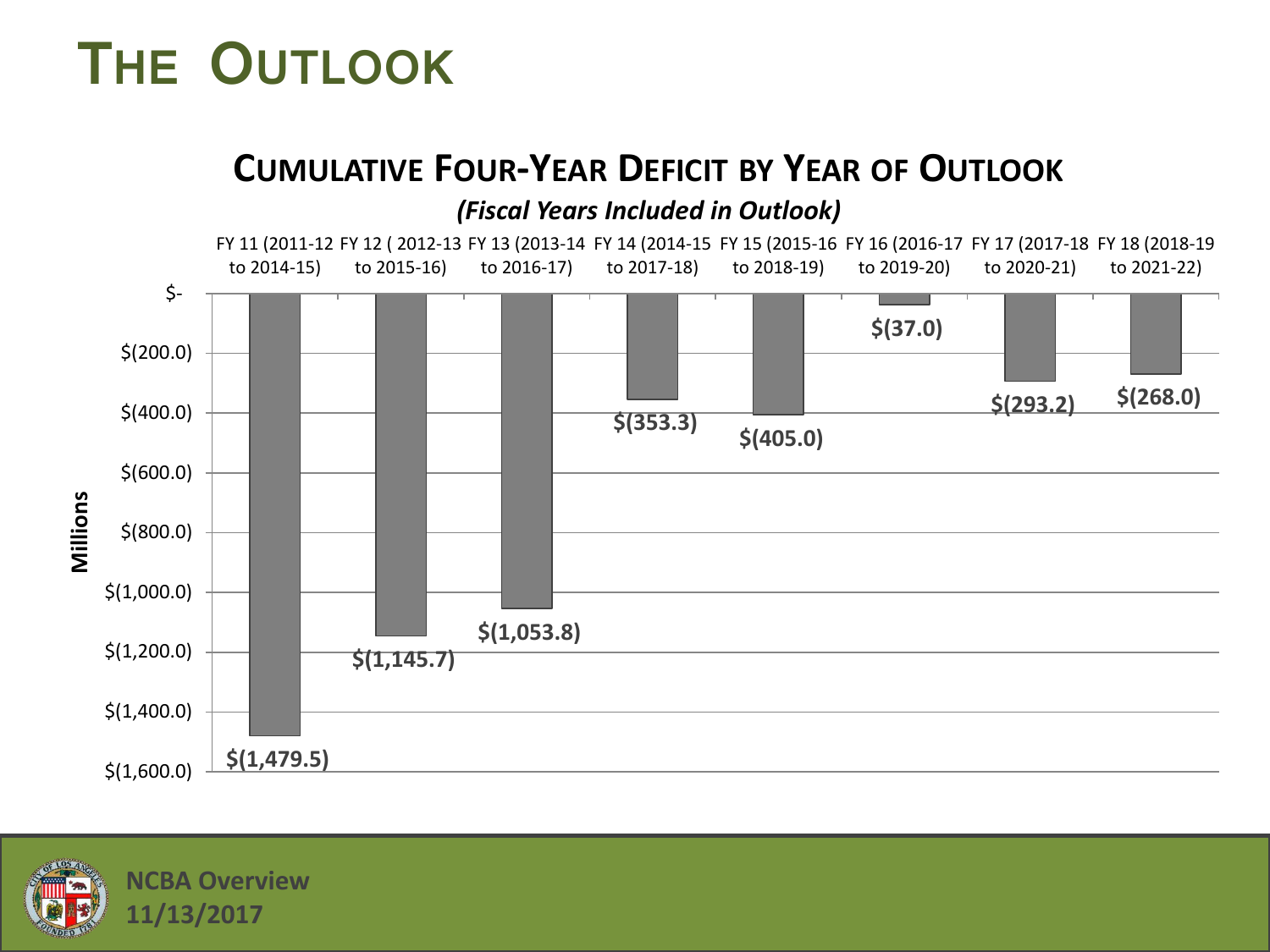# The Outlook

## Cumulative Four-Year Deficit by Year of Outlook

*(Fiscal Years Included in Outlook)*

| Year of Outlook | Cumulative Four-Year Deficit (Millions) |
|---|---|
| FY 11 (2011-12 to 2014-15) | $(1,479.5) |
| FY 12 ( 2012-13 to 2015-16) | $(1,145.7) |
| FY 13 (2013-14 to 2016-17) | $(1,053.8) |
| FY 14 (2014-15 to 2017-18) | $(353.3) |
| FY 15 (2015-16 to 2018-19) | $(405.0) |
| FY 16 (2016-17 to 2019-20) | $(37.0) |
| FY 17 (2017-18 to 2020-21) | $(293.2) |
| FY 18 (2018-19 to 2021-22) | $(268.0) |

**NCBA Overview**
**11/13/2017**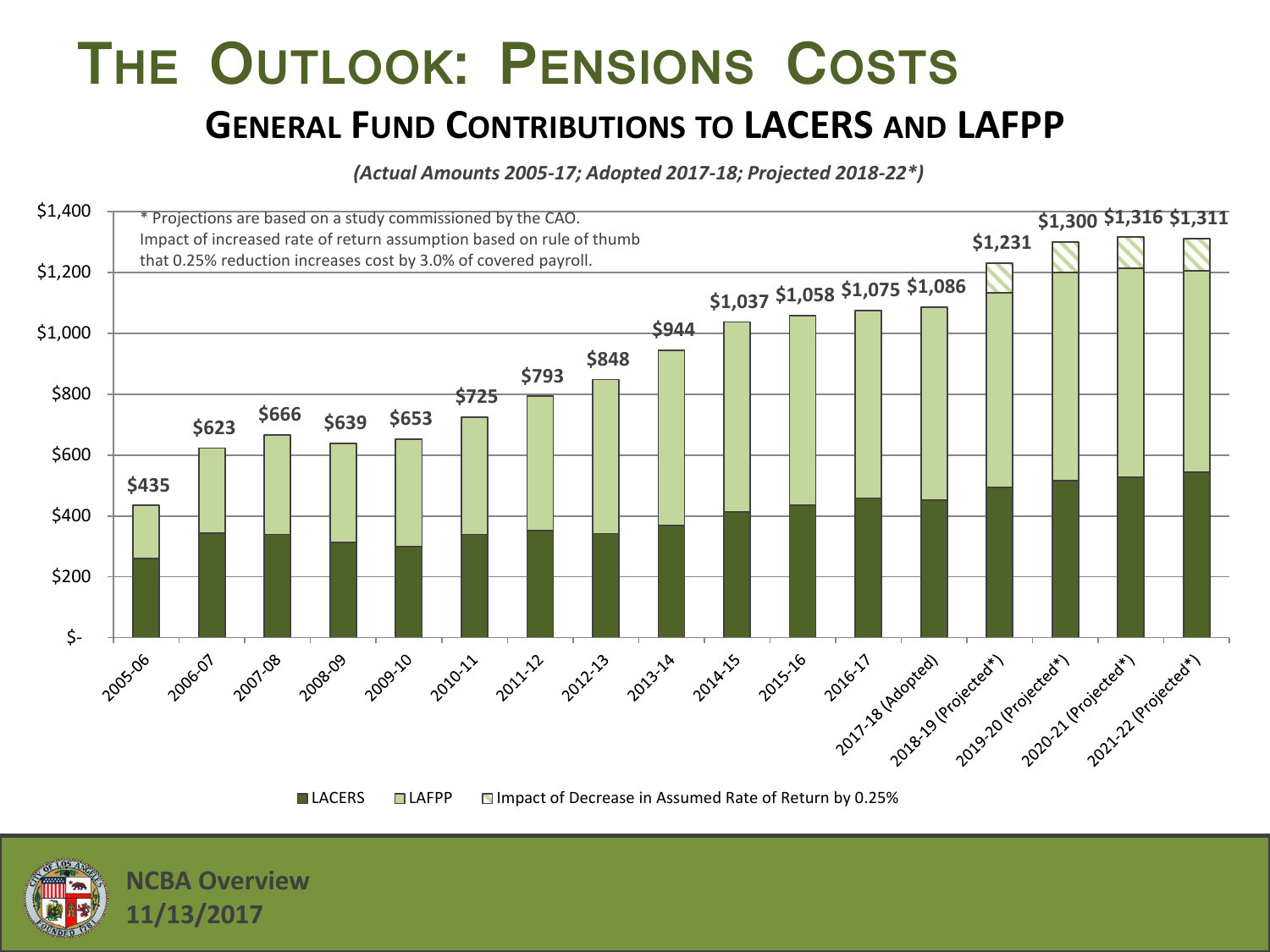# THE OUTLOOK: PENSIONS COSTS

## GENERAL FUND CONTRIBUTIONS TO LACERS AND LAFPP

*(Actual Amounts 2005-17; Adopted 2017-18; Projected 2018-22*)*

* Projections are based on a study commissioned by the CAO.
Impact of increased rate of return assumption based on rule of thumb that 0.25% reduction increases cost by 3.0% of covered payroll.

| Fiscal Year | Total |
|---|---|
| 2005-06 | $435 |
| 2006-07 | $623 |
| 2007-08 | $666 |
| 2008-09 | $639 |
| 2009-10 | $653 |
| 2010-11 | $725 |
| 2011-12 | $793 |
| 2012-13 | $848 |
| 2013-14 | $944 |
| 2014-15 | $1,037 |
| 2015-16 | $1,058 |
| 2016-17 | $1,075 |
| 2017-18 (Adopted) | $1,086 |
| 2018-19 (Projected*) | $1,231 |
| 2019-20 (Projected*) | $1,300 |
| 2020-21 (Projected*) | $1,316 |
| 2021-22 (Projected*) | $1,311 |

LACERS | LAFPP | Impact of Decrease in Assumed Rate of Return by 0.25%

NCBA Overview
11/13/2017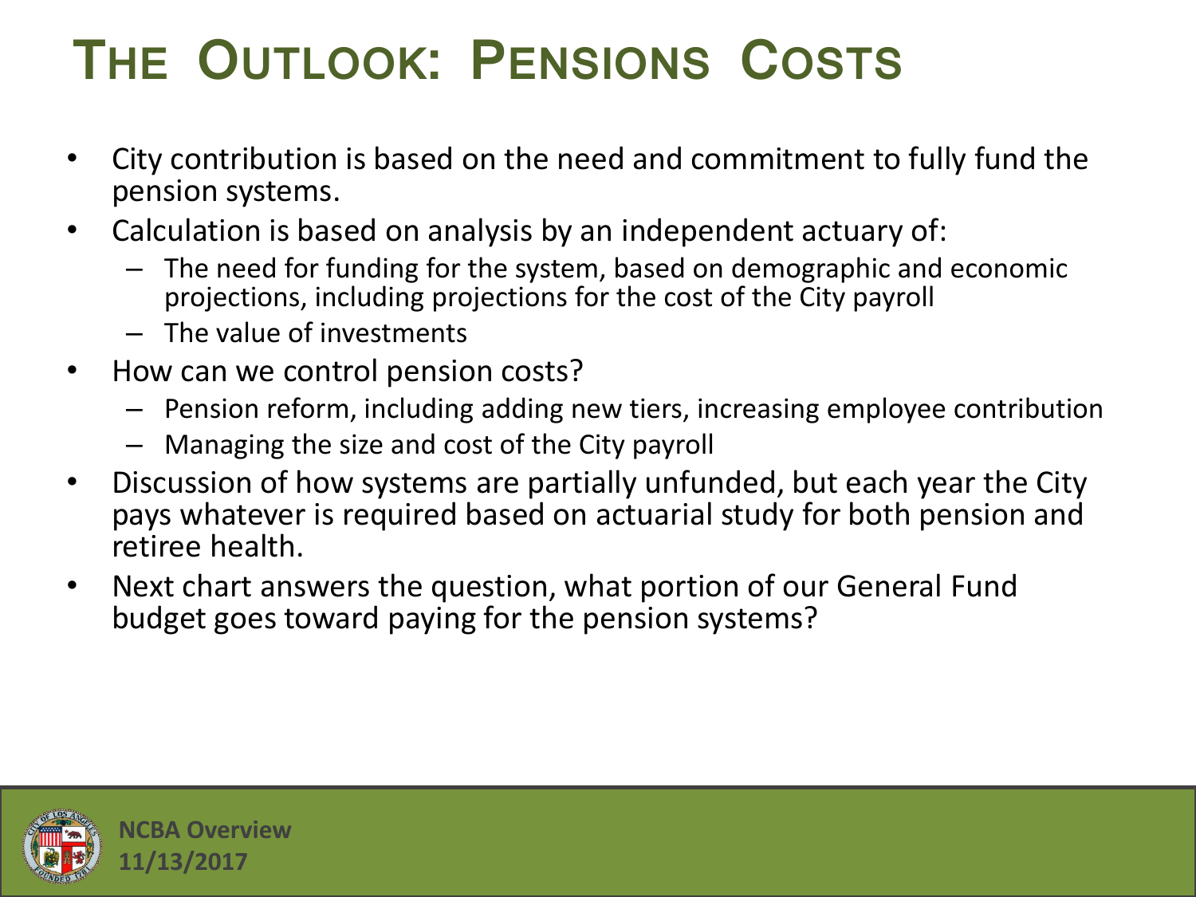# The Outlook: Pensions Costs

- City contribution is based on the need and commitment to fully fund the pension systems.
- Calculation is based on analysis by an independent actuary of:
  - The need for funding for the system, based on demographic and economic projections, including projections for the cost of the City payroll
  - The value of investments
- How can we control pension costs?
  - Pension reform, including adding new tiers, increasing employee contribution
  - Managing the size and cost of the City payroll
- Discussion of how systems are partially unfunded, but each year the City pays whatever is required based on actuarial study for both pension and retiree health.
- Next chart answers the question, what portion of our General Fund budget goes toward paying for the pension systems?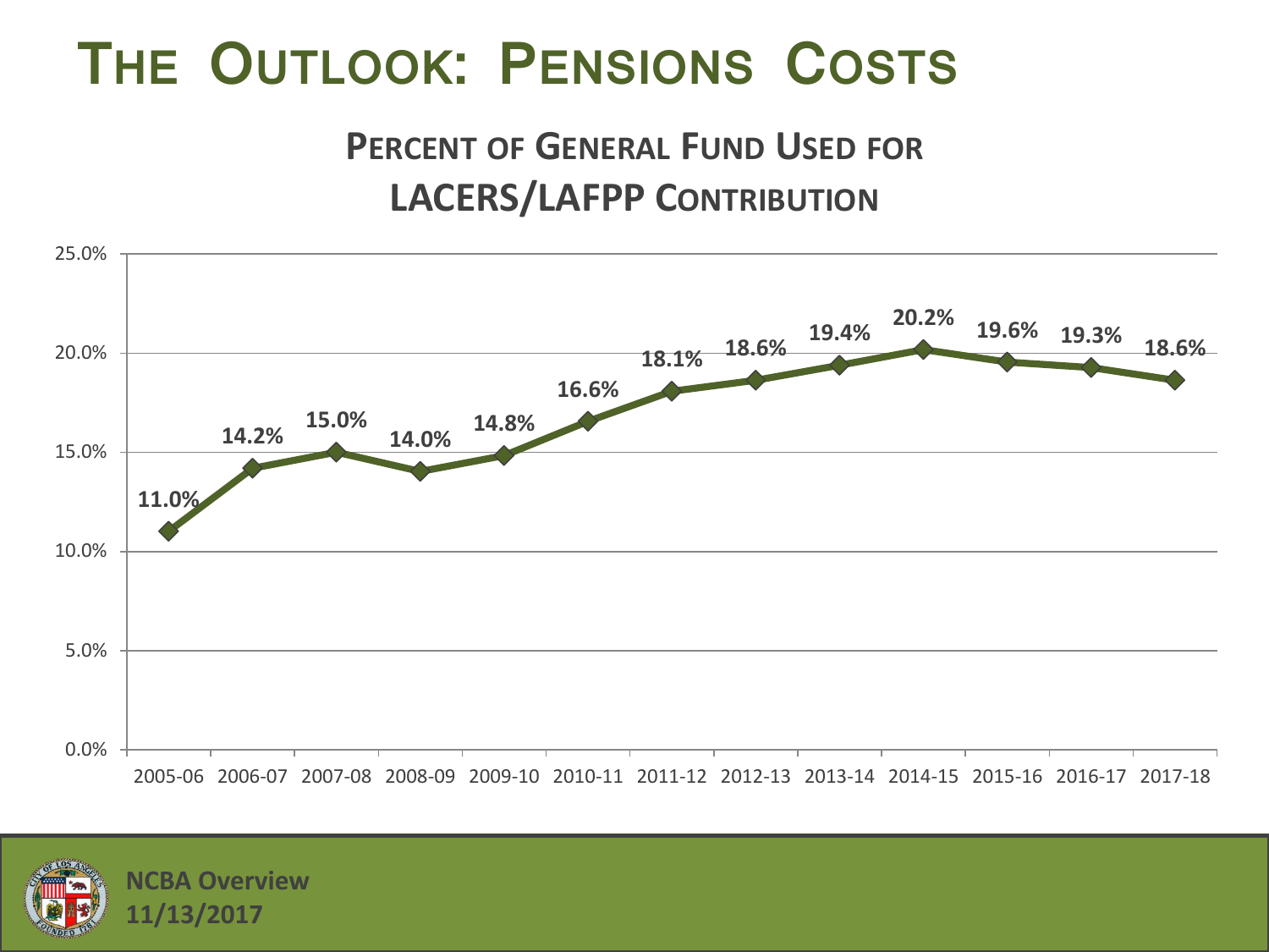# The Outlook: Pensions Costs

## Percent of General Fund Used for LACERS/LAFPP Contribution

| Fiscal Year | Percent |
|---|---|
| 2005-06 | 11.0% |
| 2006-07 | 14.2% |
| 2007-08 | 15.0% |
| 2008-09 | 14.0% |
| 2009-10 | 14.8% |
| 2010-11 | 16.6% |
| 2011-12 | 18.1% |
| 2012-13 | 18.6% |
| 2013-14 | 19.4% |
| 2014-15 | 20.2% |
| 2015-16 | 19.6% |
| 2016-17 | 19.3% |
| 2017-18 | 18.6% |

**NCBA Overview**
**11/13/2017**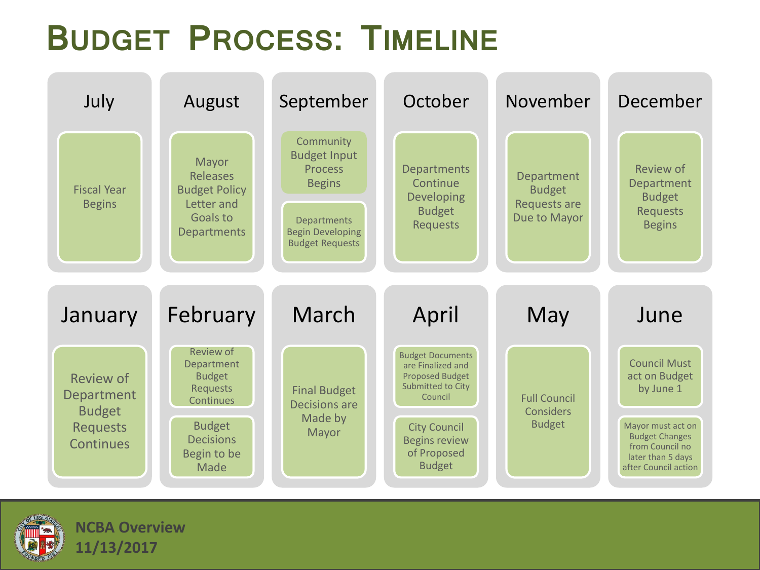# Budget Process: Timeline

**July**
- Fiscal Year Begins

**August**
- Mayor Releases Budget Policy Letter and Goals to Departments

**September**
- Community Budget Input Process Begins
- Departments Begin Developing Budget Requests

**October**
- Departments Continue Developing Budget Requests

**November**
- Department Budget Requests are Due to Mayor

**December**
- Review of Department Budget Requests Begins

**January**
- Review of Department Budget Requests Continues

**February**
- Review of Department Budget Requests Continues
- Budget Decisions Begin to be Made

**March**
- Final Budget Decisions are Made by Mayor

**April**
- Budget Documents are Finalized and Proposed Budget Submitted to City Council
- City Council Begins review of Proposed Budget

**May**
- Full Council Considers Budget

**June**
- Council Must act on Budget by June 1
- Mayor must act on Budget Changes from Council no later than 5 days after Council action

NCBA Overview
11/13/2017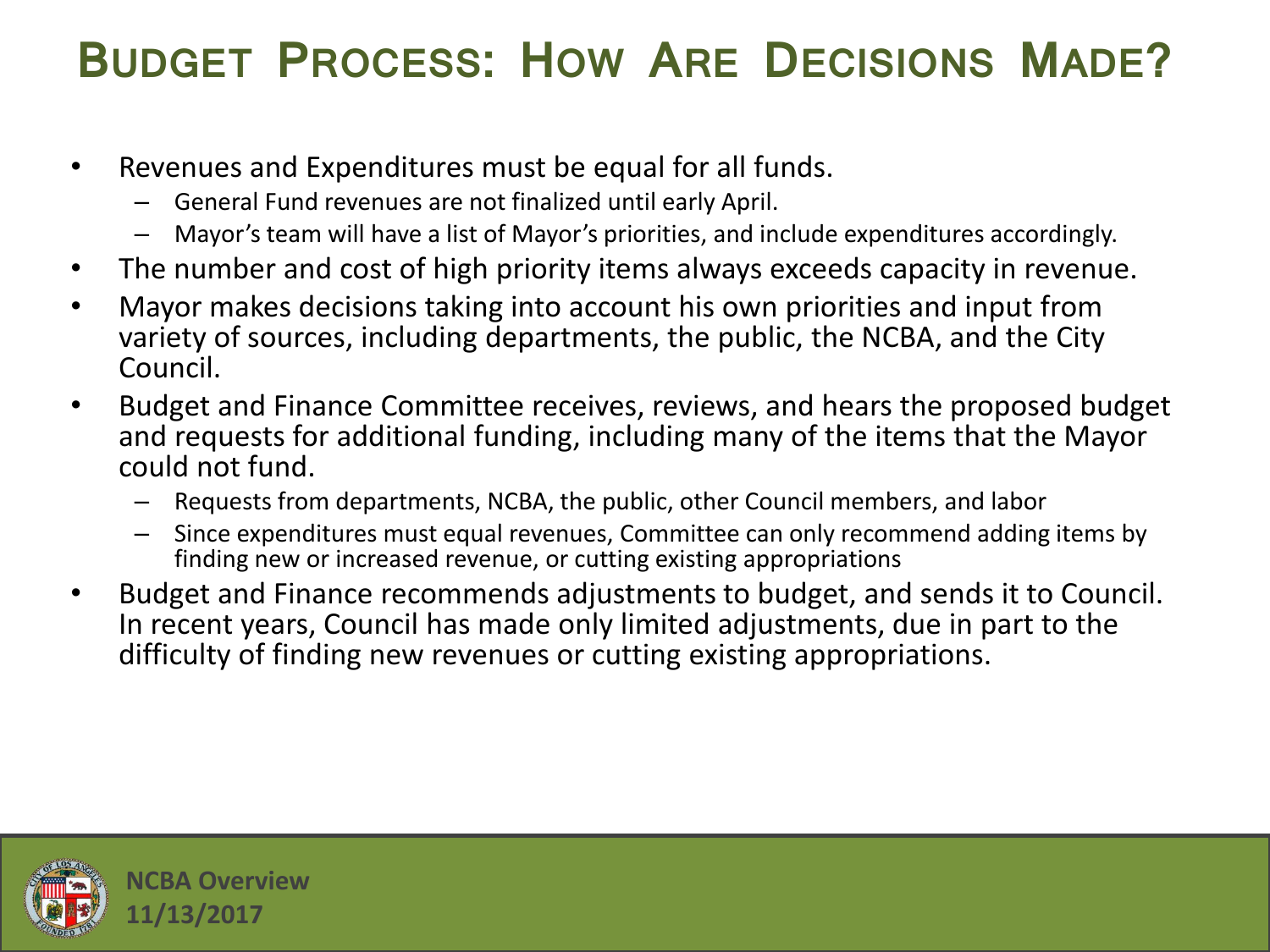# Budget Process: How Are Decisions Made?

- Revenues and Expenditures must be equal for all funds.
  - General Fund revenues are not finalized until early April.
  - Mayor's team will have a list of Mayor's priorities, and include expenditures accordingly.
- The number and cost of high priority items always exceeds capacity in revenue.
- Mayor makes decisions taking into account his own priorities and input from variety of sources, including departments, the public, the NCBA, and the City Council.
- Budget and Finance Committee receives, reviews, and hears the proposed budget and requests for additional funding, including many of the items that the Mayor could not fund.
  - Requests from departments, NCBA, the public, other Council members, and labor
  - Since expenditures must equal revenues, Committee can only recommend adding items by finding new or increased revenue, or cutting existing appropriations
- Budget and Finance recommends adjustments to budget, and sends it to Council. In recent years, Council has made only limited adjustments, due in part to the difficulty of finding new revenues or cutting existing appropriations.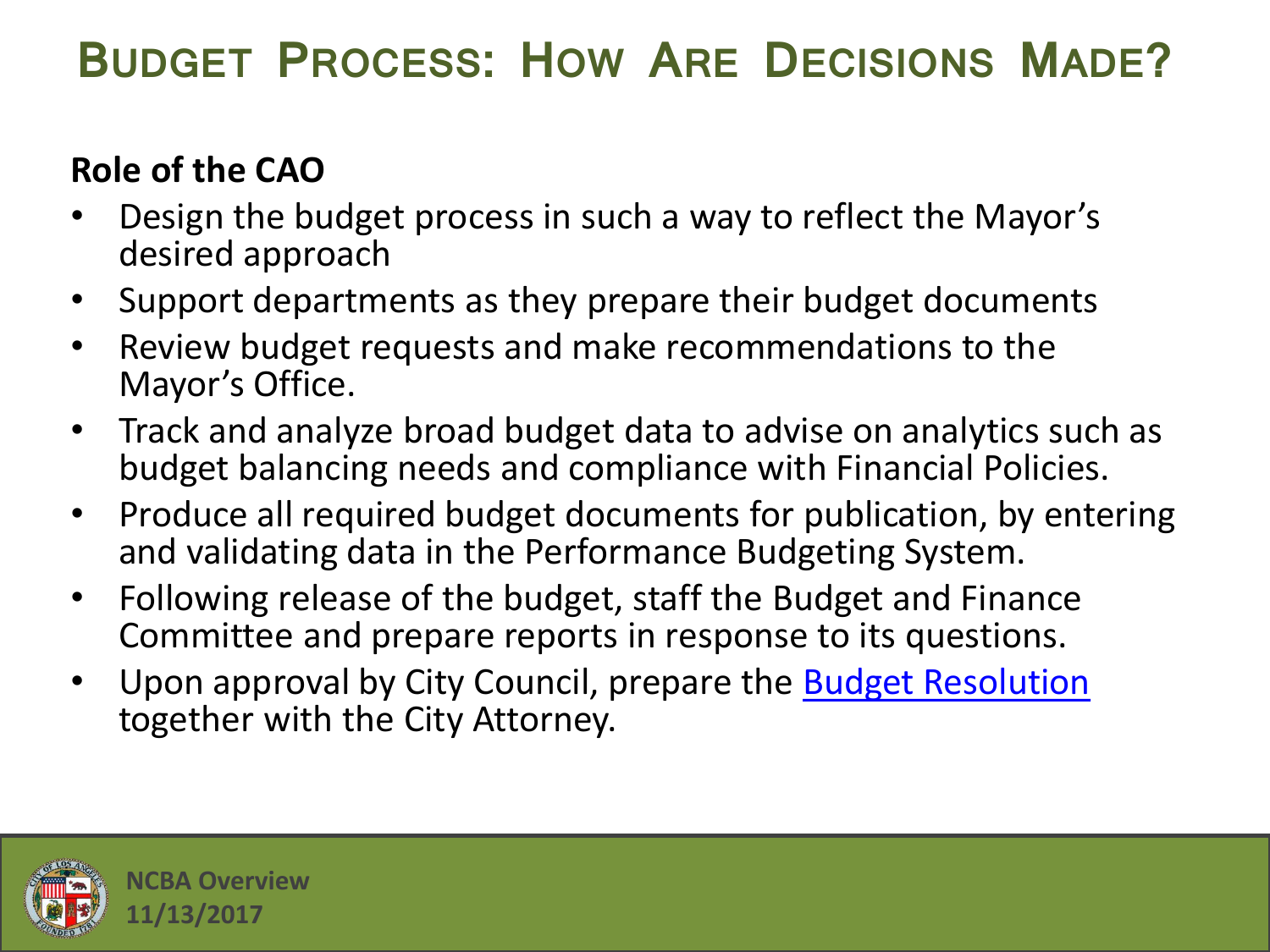# Budget Process: How Are Decisions Made?

**Role of the CAO**

- Design the budget process in such a way to reflect the Mayor's desired approach
- Support departments as they prepare their budget documents
- Review budget requests and make recommendations to the Mayor's Office.
- Track and analyze broad budget data to advise on analytics such as budget balancing needs and compliance with Financial Policies.
- Produce all required budget documents for publication, by entering and validating data in the Performance Budgeting System.
- Following release of the budget, staff the Budget and Finance Committee and prepare reports in response to its questions.
- Upon approval by City Council, prepare the Budget Resolution together with the City Attorney.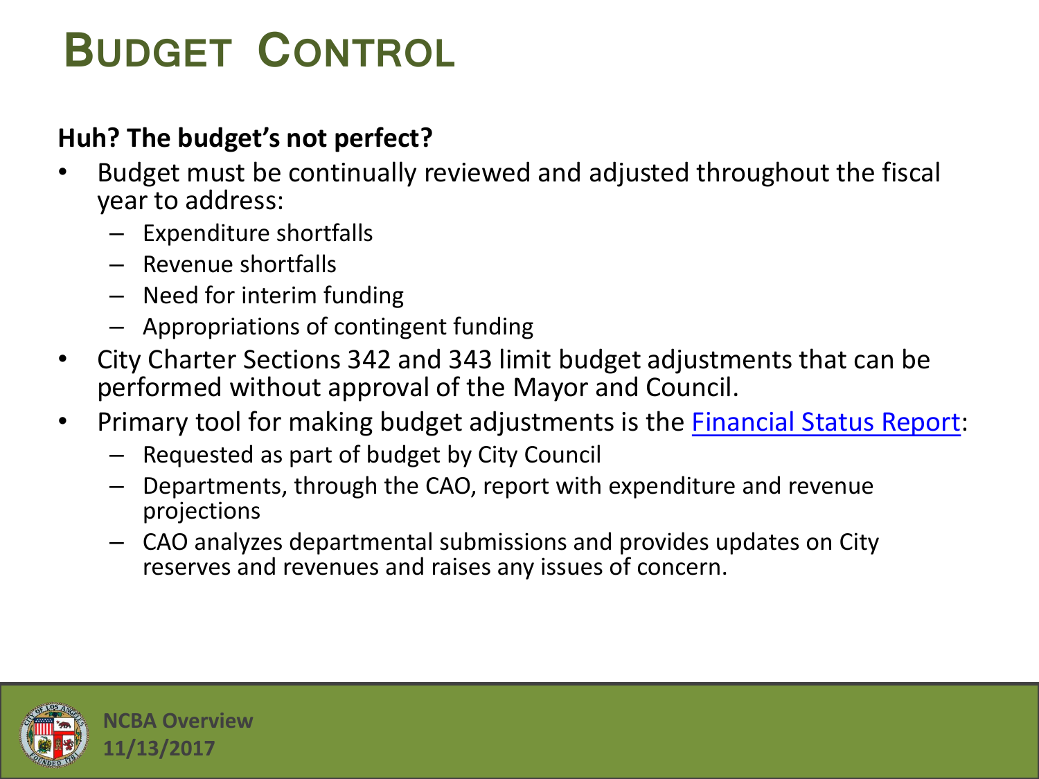# Budget Control

**Huh? The budget's not perfect?**

- Budget must be continually reviewed and adjusted throughout the fiscal year to address:
  - Expenditure shortfalls
  - Revenue shortfalls
  - Need for interim funding
  - Appropriations of contingent funding
- City Charter Sections 342 and 343 limit budget adjustments that can be performed without approval of the Mayor and Council.
- Primary tool for making budget adjustments is the Financial Status Report:
  - Requested as part of budget by City Council
  - Departments, through the CAO, report with expenditure and revenue projections
  - CAO analyzes departmental submissions and provides updates on City reserves and revenues and raises any issues of concern.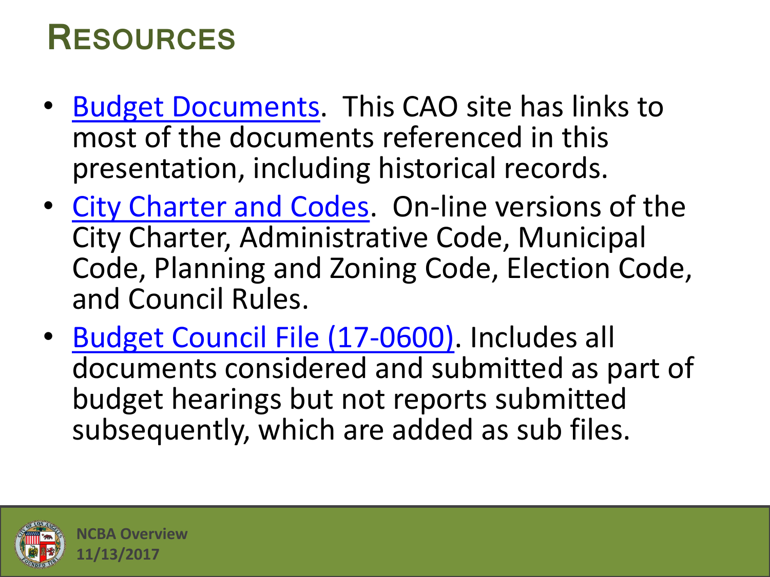# Resources

- Budget Documents. This CAO site has links to most of the documents referenced in this presentation, including historical records.
- City Charter and Codes. On-line versions of the City Charter, Administrative Code, Municipal Code, Planning and Zoning Code, Election Code, and Council Rules.
- Budget Council File (17-0600). Includes all documents considered and submitted as part of budget hearings but not reports submitted subsequently, which are added as sub files.